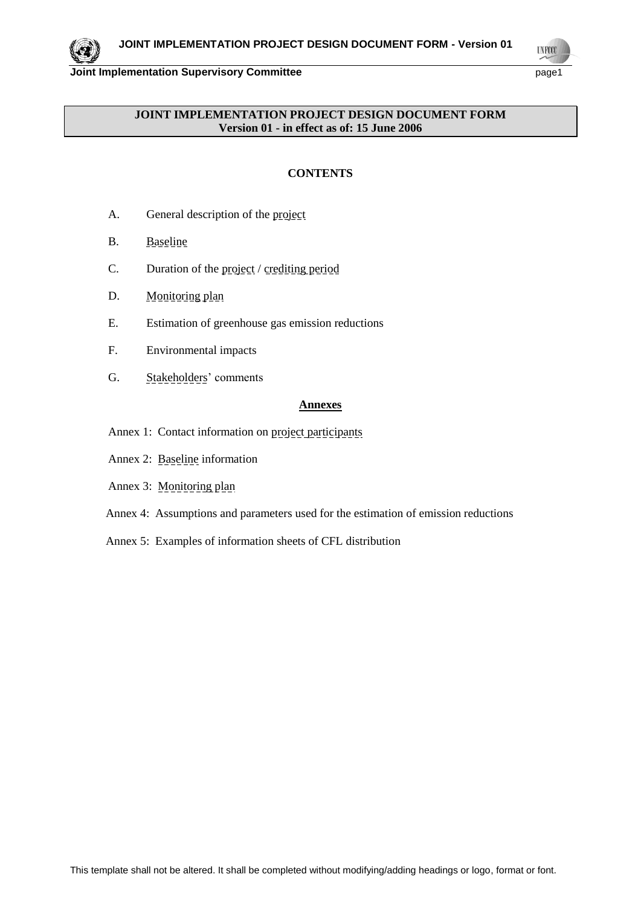**JOINT IMPLEMENTATION PROJECT DESIGN DOCUMENT FORM**
**Version 01 - in effect as of: 15 June 2006**

**CONTENTS**

A. General description of the project

B. Baseline

C. Duration of the project / crediting period

D. Monitoring plan

E. Estimation of greenhouse gas emission reductions

F. Environmental impacts

G. Stakeholders' comments

**Annexes**

Annex 1: Contact information on project participants

Annex 2: Baseline information

Annex 3: Monitoring plan

Annex 4: Assumptions and parameters used for the estimation of emission reductions

Annex 5: Examples of information sheets of CFL distribution

This template shall not be altered. It shall be completed without modifying/adding headings or logo, format or font.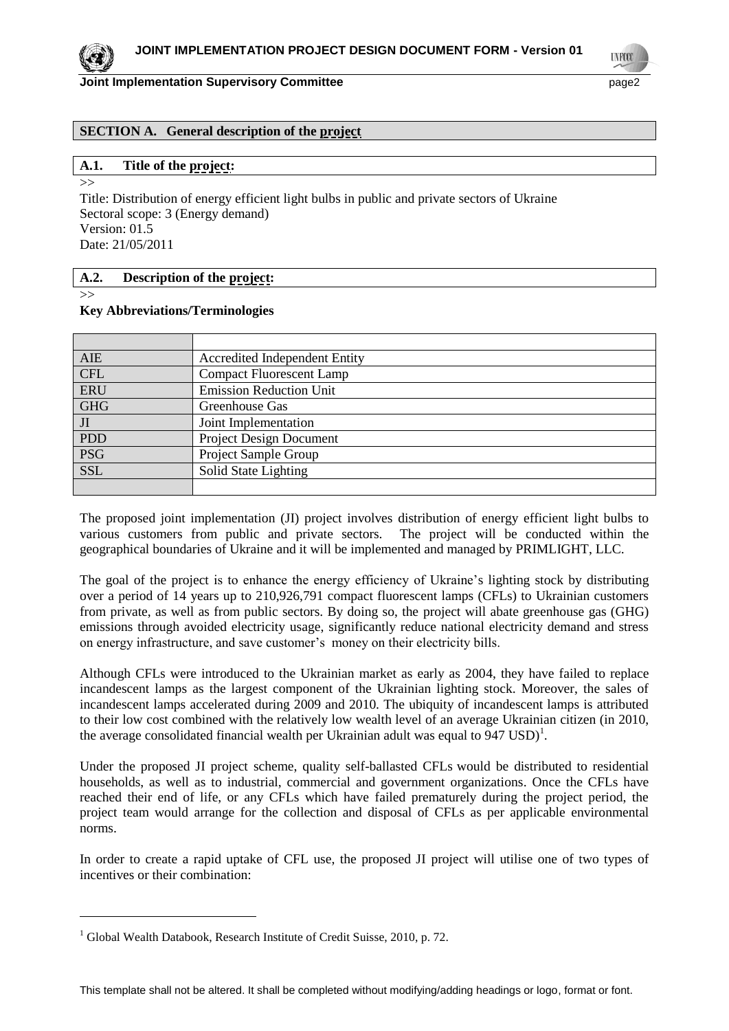**SECTION A. General description of the project**

**A.1. Title of the project:**

>>

Title: Distribution of energy efficient light bulbs in public and private sectors of Ukraine
Sectoral scope: 3 (Energy demand)
Version: 01.5
Date: 21/05/2011

**A.2. Description of the project:**

>>

**Key Abbreviations/Terminologies**

| | |
|---|---|
| AIE | Accredited Independent Entity |
| CFL | Compact Fluorescent Lamp |
| ERU | Emission Reduction Unit |
| GHG | Greenhouse Gas |
| JI | Joint Implementation |
| PDD | Project Design Document |
| PSG | Project Sample Group |
| SSL | Solid State Lighting |
| | |

The proposed joint implementation (JI) project involves distribution of energy efficient light bulbs to various customers from public and private sectors. The project will be conducted within the geographical boundaries of Ukraine and it will be implemented and managed by PRIMLIGHT, LLC.

The goal of the project is to enhance the energy efficiency of Ukraine's lighting stock by distributing over a period of 14 years up to 210,926,791 compact fluorescent lamps (CFLs) to Ukrainian customers from private, as well as from public sectors. By doing so, the project will abate greenhouse gas (GHG) emissions through avoided electricity usage, significantly reduce national electricity demand and stress on energy infrastructure, and save customer's money on their electricity bills.

Although CFLs were introduced to the Ukrainian market as early as 2004, they have failed to replace incandescent lamps as the largest component of the Ukrainian lighting stock. Moreover, the sales of incandescent lamps accelerated during 2009 and 2010. The ubiquity of incandescent lamps is attributed to their low cost combined with the relatively low wealth level of an average Ukrainian citizen (in 2010, the average consolidated financial wealth per Ukrainian adult was equal to 947 USD)[1].

Under the proposed JI project scheme, quality self-ballasted CFLs would be distributed to residential households, as well as to industrial, commercial and government organizations. Once the CFLs have reached their end of life, or any CFLs which have failed prematurely during the project period, the project team would arrange for the collection and disposal of CFLs as per applicable environmental norms.

In order to create a rapid uptake of CFL use, the proposed JI project will utilise one of two types of incentives or their combination:

[1] Global Wealth Databook, Research Institute of Credit Suisse, 2010, p. 72.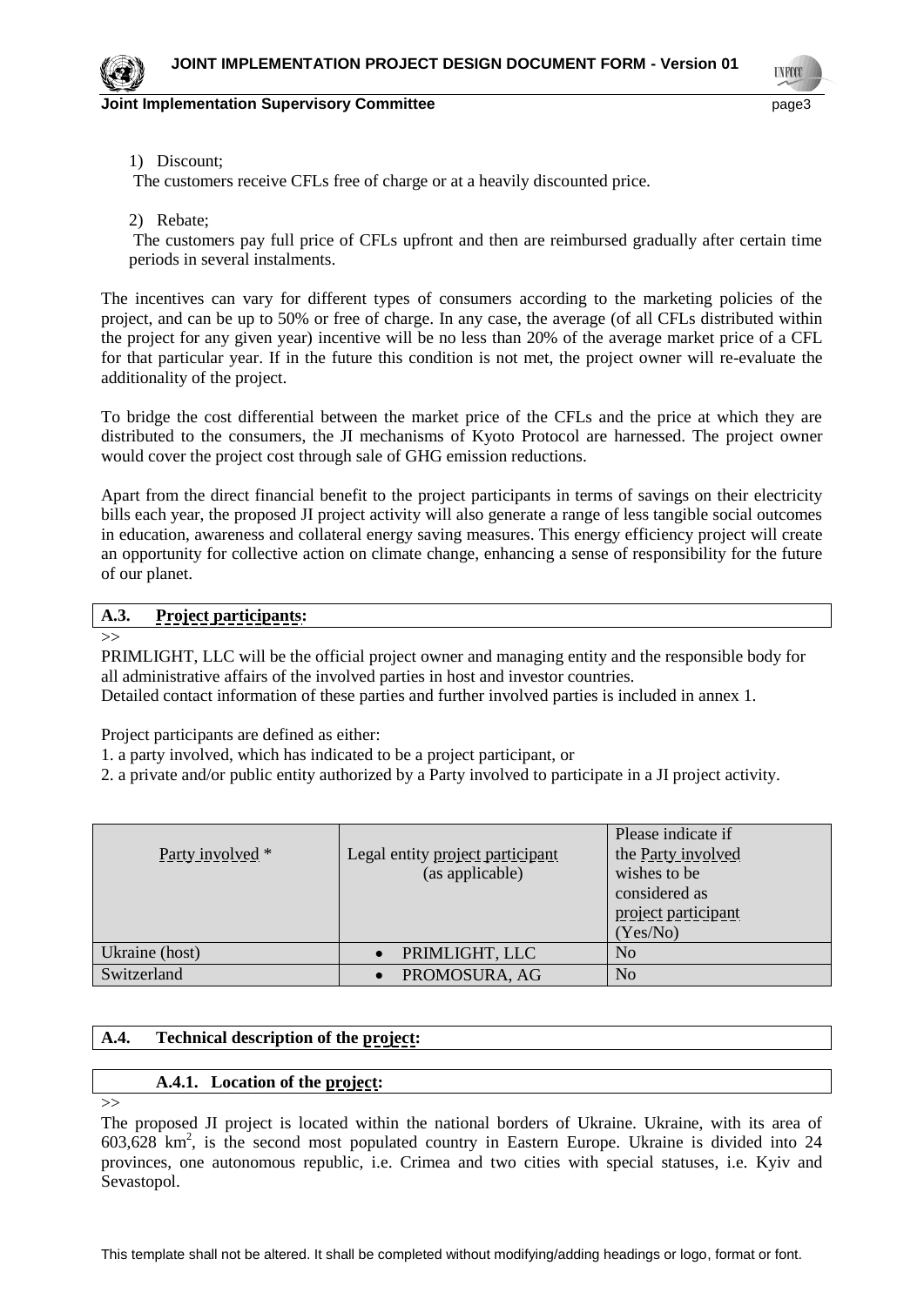1) Discount;

The customers receive CFLs free of charge or at a heavily discounted price.

2) Rebate;

The customers pay full price of CFLs upfront and then are reimbursed gradually after certain time periods in several instalments.

The incentives can vary for different types of consumers according to the marketing policies of the project, and can be up to 50% or free of charge. In any case, the average (of all CFLs distributed within the project for any given year) incentive will be no less than 20% of the average market price of a CFL for that particular year. If in the future this condition is not met, the project owner will re-evaluate the additionality of the project.

To bridge the cost differential between the market price of the CFLs and the price at which they are distributed to the consumers, the JI mechanisms of Kyoto Protocol are harnessed. The project owner would cover the project cost through sale of GHG emission reductions.

Apart from the direct financial benefit to the project participants in terms of savings on their electricity bills each year, the proposed JI project activity will also generate a range of less tangible social outcomes in education, awareness and collateral energy saving measures. This energy efficiency project will create an opportunity for collective action on climate change, enhancing a sense of responsibility for the future of our planet.

## A.3. Project participants:

>>

PRIMLIGHT, LLC will be the official project owner and managing entity and the responsible body for all administrative affairs of the involved parties in host and investor countries.
Detailed contact information of these parties and further involved parties is included in annex 1.

Project participants are defined as either:
1. a party involved, which has indicated to be a project participant, or
2. a private and/or public entity authorized by a Party involved to participate in a JI project activity.

| Party involved * | Legal entity project participant (as applicable) | Please indicate if the Party involved wishes to be considered as project participant (Yes/No) |
|---|---|---|
| Ukraine (host) | • PRIMLIGHT, LLC | No |
| Switzerland | • PROMOSURA, AG | No |

## A.4. Technical description of the project:

### A.4.1. Location of the project:

>>

The proposed JI project is located within the national borders of Ukraine. Ukraine, with its area of 603,628 km$^2$, is the second most populated country in Eastern Europe. Ukraine is divided into 24 provinces, one autonomous republic, i.e. Crimea and two cities with special statuses, i.e. Kyiv and Sevastopol.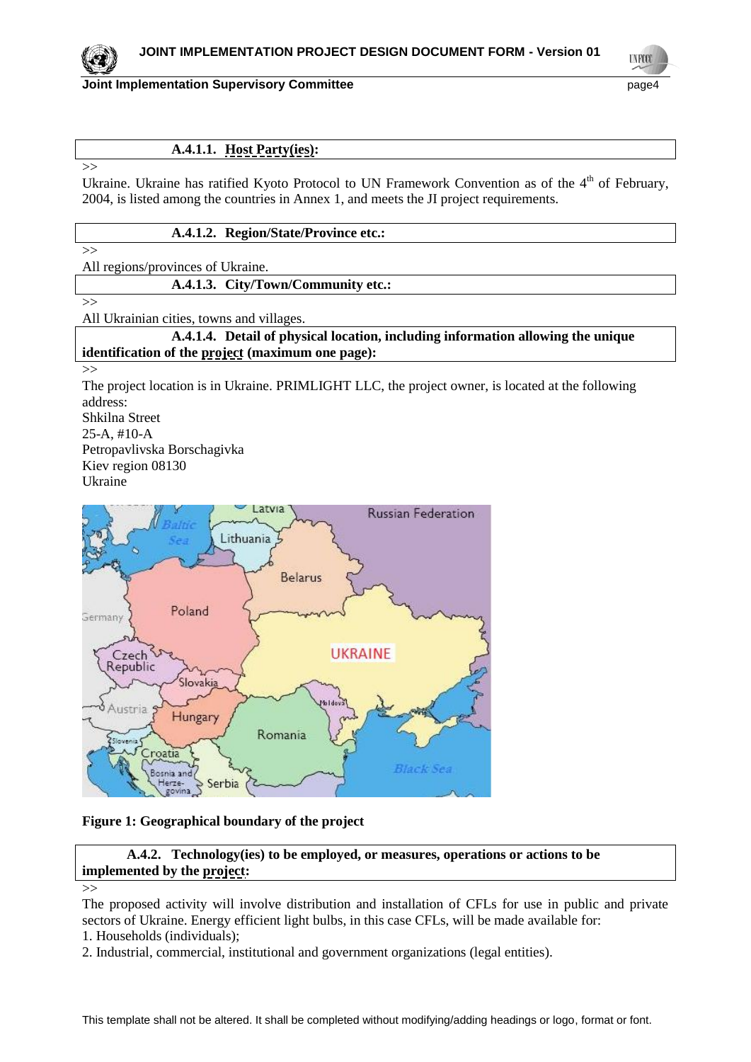#### A.4.1.1. Host Party(ies):

>>

Ukraine. Ukraine has ratified Kyoto Protocol to UN Framework Convention as of the 4th of February, 2004, is listed among the countries in Annex 1, and meets the JI project requirements.

#### A.4.1.2. Region/State/Province etc.:

>>

All regions/provinces of Ukraine.

#### A.4.1.3. City/Town/Community etc.:

>>

All Ukrainian cities, towns and villages.

#### A.4.1.4. Detail of physical location, including information allowing the unique identification of the project (maximum one page):

>>

The project location is in Ukraine. PRIMLIGHT LLC, the project owner, is located at the following address:
Shkilna Street
25-A, #10-A
Petropavlivska Borschagivka
Kiev region 08130
Ukraine

**Figure 1: Geographical boundary of the project**

### A.4.2. Technology(ies) to be employed, or measures, operations or actions to be implemented by the project:

>>

The proposed activity will involve distribution and installation of CFLs for use in public and private sectors of Ukraine. Energy efficient light bulbs, in this case CFLs, will be made available for:

1. Households (individuals);
2. Industrial, commercial, institutional and government organizations (legal entities).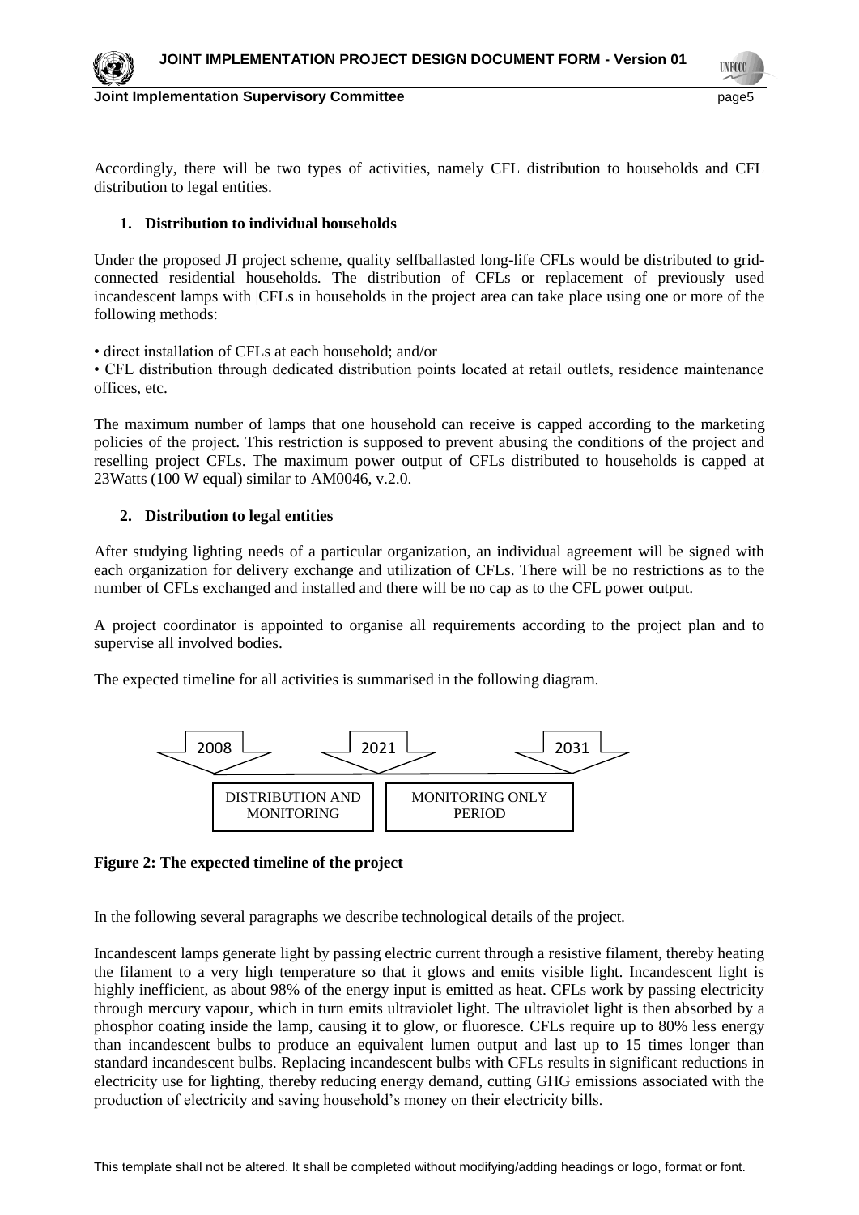Accordingly, there will be two types of activities, namely CFL distribution to households and CFL distribution to legal entities.

### 1. Distribution to individual households

Under the proposed JI project scheme, quality selfballasted long-life CFLs would be distributed to grid-connected residential households. The distribution of CFLs or replacement of previously used incandescent lamps with |CFLs in households in the project area can take place using one or more of the following methods:

• direct installation of CFLs at each household; and/or

• CFL distribution through dedicated distribution points located at retail outlets, residence maintenance offices, etc.

The maximum number of lamps that one household can receive is capped according to the marketing policies of the project. This restriction is supposed to prevent abusing the conditions of the project and reselling project CFLs. The maximum power output of CFLs distributed to households is capped at 23Watts (100 W equal) similar to AM0046, v.2.0.

### 2. Distribution to legal entities

After studying lighting needs of a particular organization, an individual agreement will be signed with each organization for delivery exchange and utilization of CFLs. There will be no restrictions as to the number of CFLs exchanged and installed and there will be no cap as to the CFL power output.

A project coordinator is appointed to organise all requirements according to the project plan and to supervise all involved bodies.

The expected timeline for all activities is summarised in the following diagram.

| 2008 | 2021 | 2031 |
|---|---|---|
| DISTRIBUTION AND MONITORING | MONITORING ONLY PERIOD | |

**Figure 2: The expected timeline of the project**

In the following several paragraphs we describe technological details of the project.

Incandescent lamps generate light by passing electric current through a resistive filament, thereby heating the filament to a very high temperature so that it glows and emits visible light. Incandescent light is highly inefficient, as about 98% of the energy input is emitted as heat. CFLs work by passing electricity through mercury vapour, which in turn emits ultraviolet light. The ultraviolet light is then absorbed by a phosphor coating inside the lamp, causing it to glow, or fluoresce. CFLs require up to 80% less energy than incandescent bulbs to produce an equivalent lumen output and last up to 15 times longer than standard incandescent bulbs. Replacing incandescent bulbs with CFLs results in significant reductions in electricity use for lighting, thereby reducing energy demand, cutting GHG emissions associated with the production of electricity and saving household's money on their electricity bills.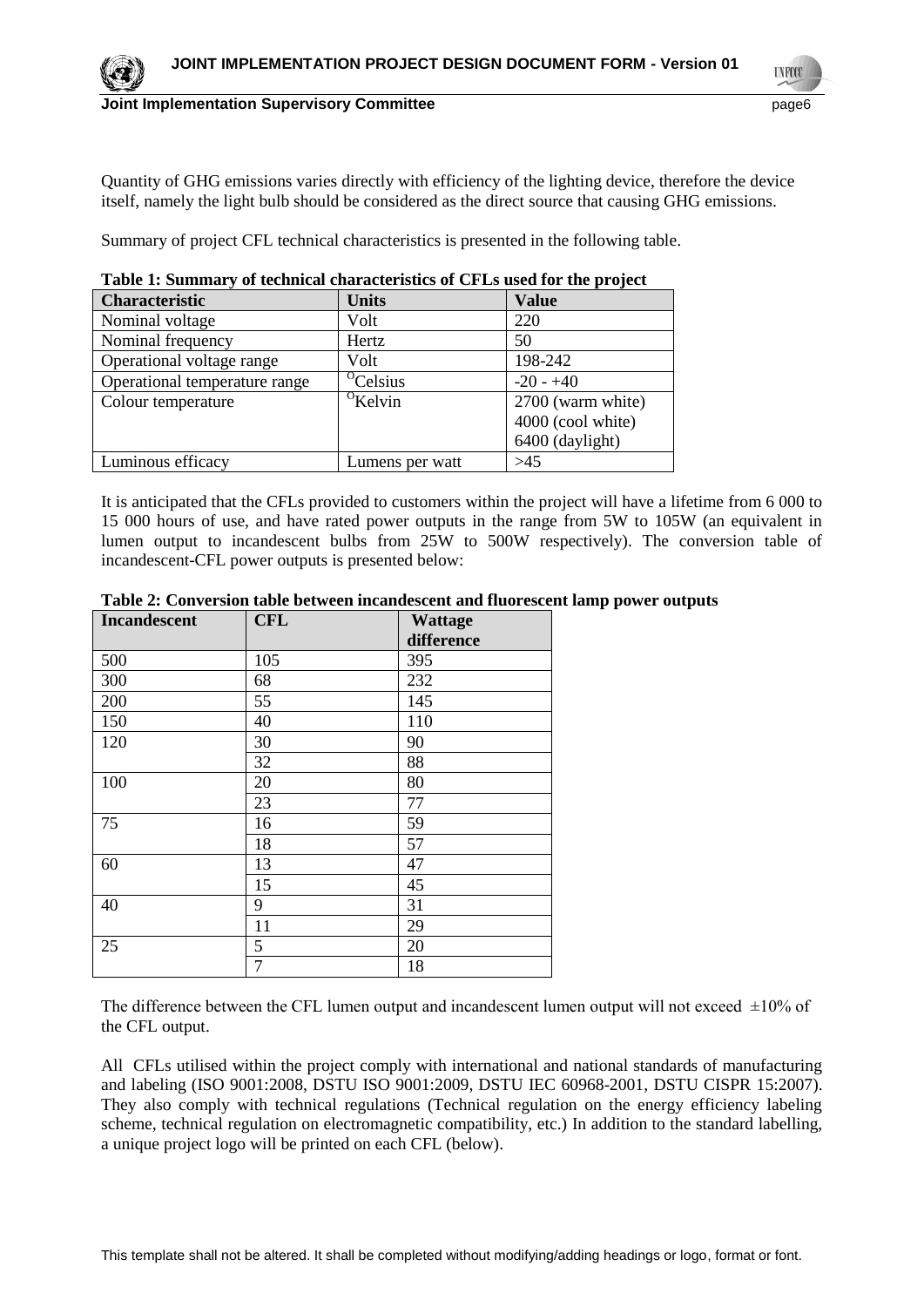Quantity of GHG emissions varies directly with efficiency of the lighting device, therefore the device itself, namely the light bulb should be considered as the direct source that causing GHG emissions.

Summary of project CFL technical characteristics is presented in the following table.

**Table 1: Summary of technical characteristics of CFLs used for the project**

| Characteristic | Units | Value |
|---|---|---|
| Nominal voltage | Volt | 220 |
| Nominal frequency | Hertz | 50 |
| Operational voltage range | Volt | 198-242 |
| Operational temperature range | $^{o}$Celsius | -20 - +40 |
| Colour temperature | $^{o}$Kelvin | 2700 (warm white)<br>4000 (cool white)<br>6400 (daylight) |
| Luminous efficacy | Lumens per watt | >45 |

It is anticipated that the CFLs provided to customers within the project will have a lifetime from 6 000 to 15 000 hours of use, and have rated power outputs in the range from 5W to 105W (an equivalent in lumen output to incandescent bulbs from 25W to 500W respectively). The conversion table of incandescent-CFL power outputs is presented below:

**Table 2: Conversion table between incandescent and fluorescent lamp power outputs**

| Incandescent | CFL | Wattage difference |
|---|---|---|
| 500 | 105 | 395 |
| 300 | 68 | 232 |
| 200 | 55 | 145 |
| 150 | 40 | 110 |
| 120 | 30 | 90 |
| | 32 | 88 |
| 100 | 20 | 80 |
| | 23 | 77 |
| 75 | 16 | 59 |
| | 18 | 57 |
| 60 | 13 | 47 |
| | 15 | 45 |
| 40 | 9 | 31 |
| | 11 | 29 |
| 25 | 5 | 20 |
| | 7 | 18 |

The difference between the CFL lumen output and incandescent lumen output will not exceed ±10% of the CFL output.

All CFLs utilised within the project comply with international and national standards of manufacturing and labeling (ISO 9001:2008, DSTU ISO 9001:2009, DSTU IEC 60968-2001, DSTU CISPR 15:2007). They also comply with technical regulations (Technical regulation on the energy efficiency labeling scheme, technical regulation on electromagnetic compatibility, etc.) In addition to the standard labelling, a unique project logo will be printed on each CFL (below).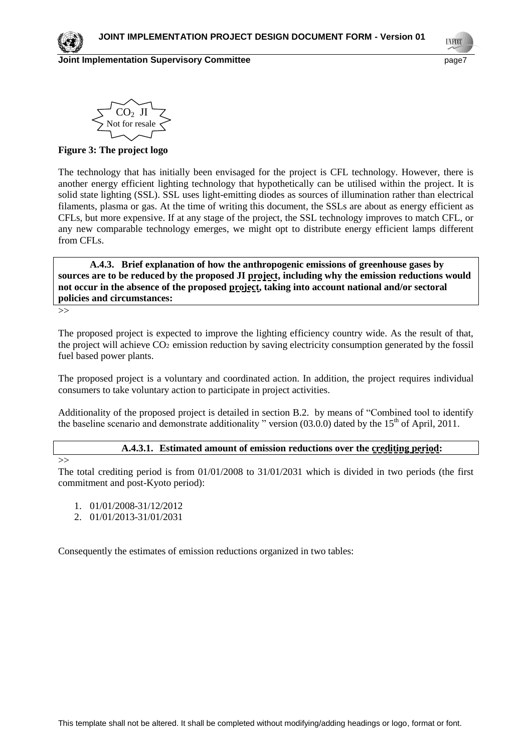$CO_2$ JI
Not for resale

**Figure 3: The project logo**

The technology that has initially been envisaged for the project is CFL technology. However, there is another energy efficient lighting technology that hypothetically can be utilised within the project. It is solid state lighting (SSL). SSL uses light-emitting diodes as sources of illumination rather than electrical filaments, plasma or gas. At the time of writing this document, the SSLs are about as energy efficient as CFLs, but more expensive. If at any stage of the project, the SSL technology improves to match CFL, or any new comparable technology emerges, we might opt to distribute energy efficient lamps different from CFLs.

**A.4.3. Brief explanation of how the anthropogenic emissions of greenhouse gases by sources are to be reduced by the proposed JI project, including why the emission reductions would not occur in the absence of the proposed project, taking into account national and/or sectoral policies and circumstances:**

>>

The proposed project is expected to improve the lighting efficiency country wide. As the result of that, the project will achieve $CO_2$ emission reduction by saving electricity consumption generated by the fossil fuel based power plants.

The proposed project is a voluntary and coordinated action. In addition, the project requires individual consumers to take voluntary action to participate in project activities.

Additionality of the proposed project is detailed in section B.2. by means of "Combined tool to identify the baseline scenario and demonstrate additionality " version (03.0.0) dated by the 15th of April, 2011.

**A.4.3.1. Estimated amount of emission reductions over the crediting period:**

>>

The total crediting period is from 01/01/2008 to 31/01/2031 which is divided in two periods (the first commitment and post-Kyoto period):

1. 01/01/2008-31/12/2012
2. 01/01/2013-31/01/2031

Consequently the estimates of emission reductions organized in two tables: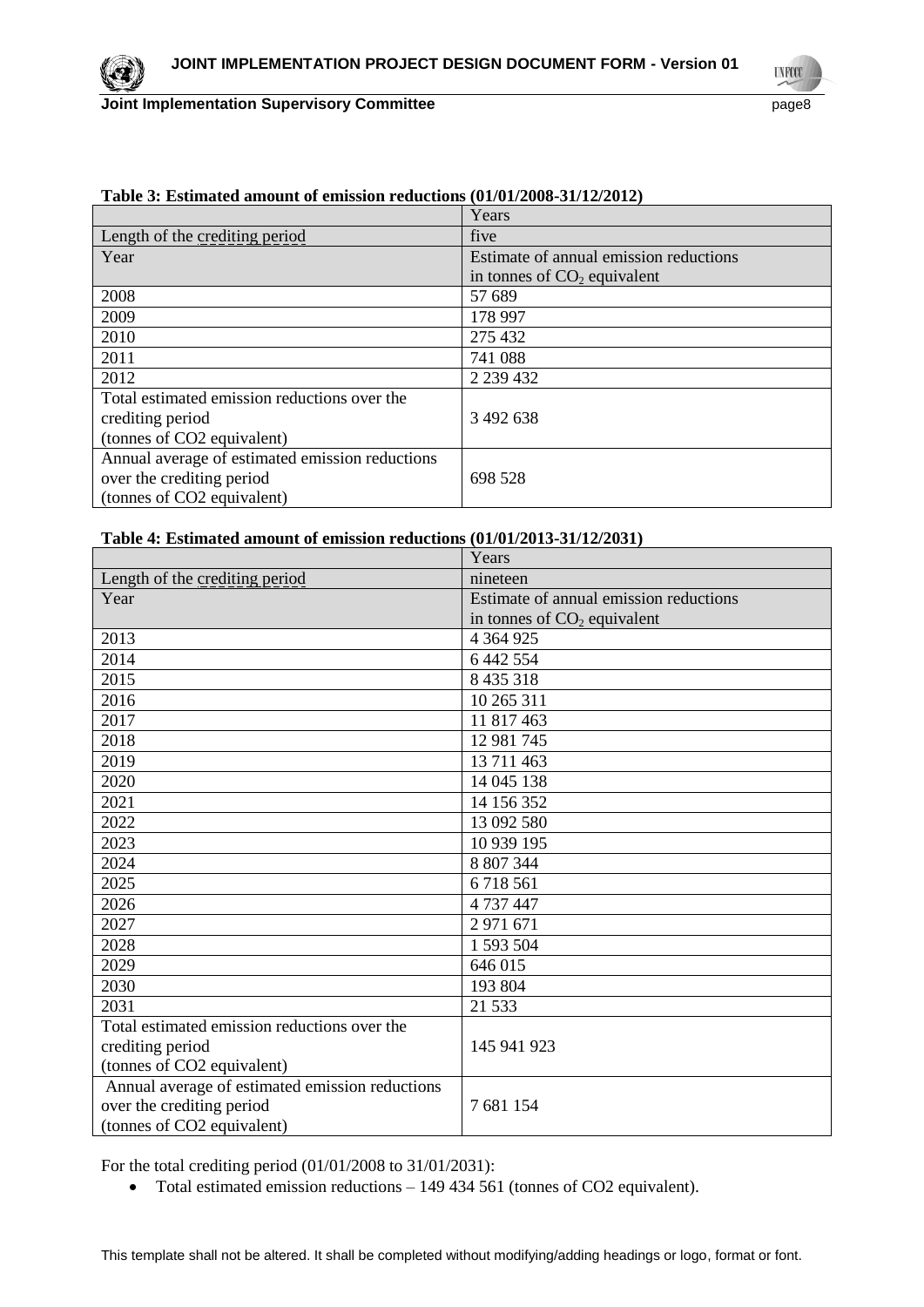**Table 3: Estimated amount of emission reductions (01/01/2008-31/12/2012)**

| | Years |
|---|---|
| Length of the crediting period | five |
| Year | Estimate of annual emission reductions in tonnes of $CO_2$ equivalent |
| 2008 | 57 689 |
| 2009 | 178 997 |
| 2010 | 275 432 |
| 2011 | 741 088 |
| 2012 | 2 239 432 |
| Total estimated emission reductions over the crediting period (tonnes of CO2 equivalent) | 3 492 638 |
| Annual average of estimated emission reductions over the crediting period (tonnes of CO2 equivalent) | 698 528 |

**Table 4: Estimated amount of emission reductions (01/01/2013-31/12/2031)**

| | Years |
|---|---|
| Length of the crediting period | nineteen |
| Year | Estimate of annual emission reductions in tonnes of $CO_2$ equivalent |
| 2013 | 4 364 925 |
| 2014 | 6 442 554 |
| 2015 | 8 435 318 |
| 2016 | 10 265 311 |
| 2017 | 11 817 463 |
| 2018 | 12 981 745 |
| 2019 | 13 711 463 |
| 2020 | 14 045 138 |
| 2021 | 14 156 352 |
| 2022 | 13 092 580 |
| 2023 | 10 939 195 |
| 2024 | 8 807 344 |
| 2025 | 6 718 561 |
| 2026 | 4 737 447 |
| 2027 | 2 971 671 |
| 2028 | 1 593 504 |
| 2029 | 646 015 |
| 2030 | 193 804 |
| 2031 | 21 533 |
| Total estimated emission reductions over the crediting period (tonnes of CO2 equivalent) | 145 941 923 |
| Annual average of estimated emission reductions over the crediting period (tonnes of CO2 equivalent) | 7 681 154 |

For the total crediting period (01/01/2008 to 31/01/2031):

- Total estimated emission reductions – 149 434 561 (tonnes of CO2 equivalent).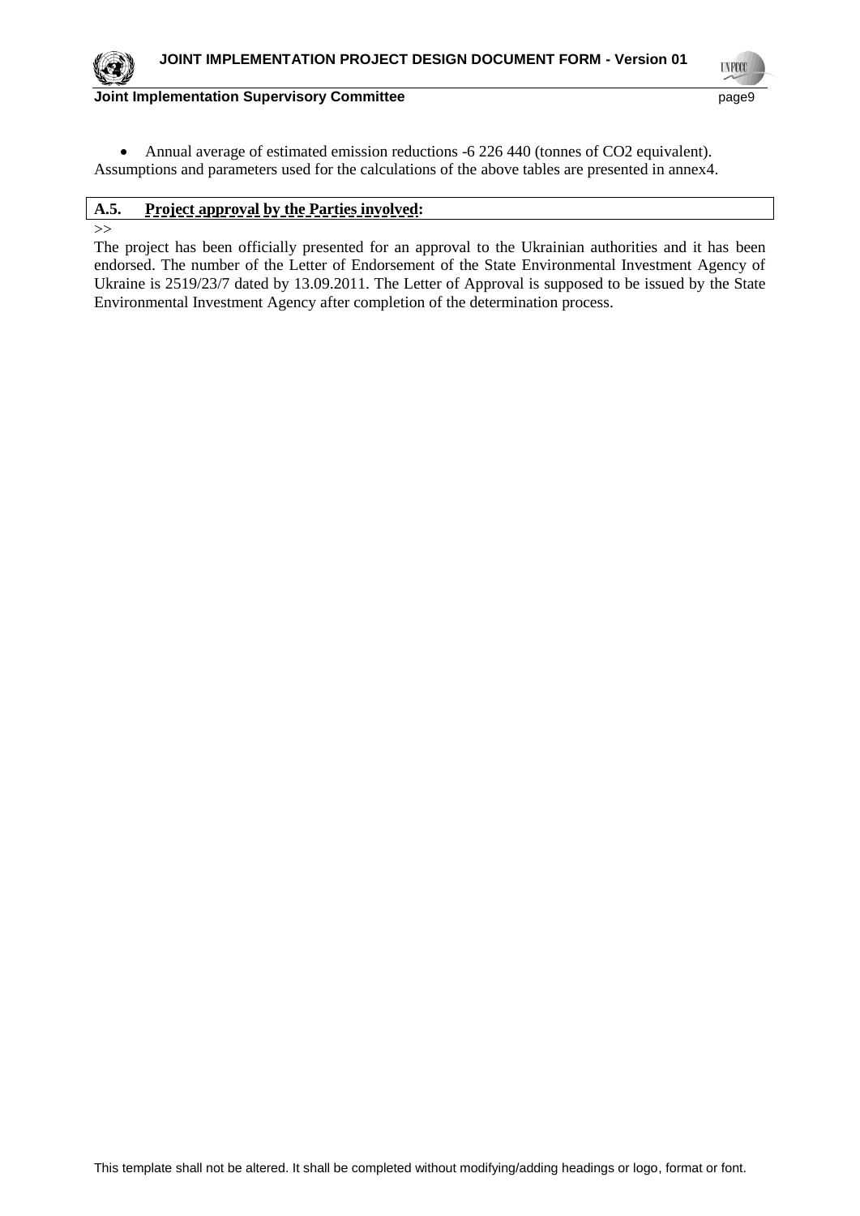- Annual average of estimated emission reductions -6 226 440 (tonnes of $CO_2$ equivalent).

Assumptions and parameters used for the calculations of the above tables are presented in annex4.

**A.5. Project approval by the Parties involved:**

>>

The project has been officially presented for an approval to the Ukrainian authorities and it has been endorsed. The number of the Letter of Endorsement of the State Environmental Investment Agency of Ukraine is 2519/23/7 dated by 13.09.2011. The Letter of Approval is supposed to be issued by the State Environmental Investment Agency after completion of the determination process.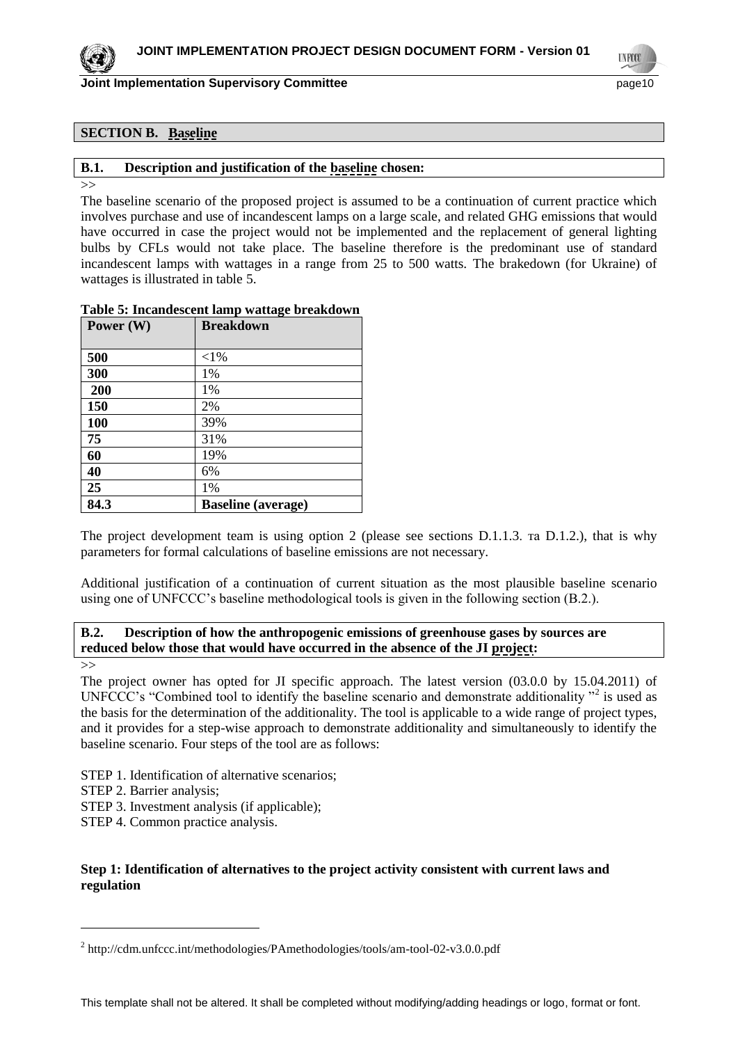## SECTION B. Baseline

### B.1. Description and justification of the baseline chosen:

>>

The baseline scenario of the proposed project is assumed to be a continuation of current practice which involves purchase and use of incandescent lamps on a large scale, and related GHG emissions that would have occurred in case the project would not be implemented and the replacement of general lighting bulbs by CFLs would not take place. The baseline therefore is the predominant use of standard incandescent lamps with wattages in a range from 25 to 500 watts. The brakedown (for Ukraine) of wattages is illustrated in table 5.

**Table 5: Incandescent lamp wattage breakdown**

| Power (W) | Breakdown |
|---|---|
| **500** | <1% |
| **300** | 1% |
| **200** | 1% |
| **150** | 2% |
| **100** | 39% |
| **75** | 31% |
| **60** | 19% |
| **40** | 6% |
| **25** | 1% |
| **84.3** | **Baseline (average)** |

The project development team is using option 2 (please see sections D.1.1.3. та D.1.2.), that is why parameters for formal calculations of baseline emissions are not necessary.

Additional justification of a continuation of current situation as the most plausible baseline scenario using one of UNFCCC's baseline methodological tools is given in the following section (B.2.).

### B.2. Description of how the anthropogenic emissions of greenhouse gases by sources are reduced below those that would have occurred in the absence of the JI project:

>>

The project owner has opted for JI specific approach. The latest version (03.0.0 by 15.04.2011) of UNFCCC's "Combined tool to identify the baseline scenario and demonstrate additionality "[2] is used as the basis for the determination of the additionality. The tool is applicable to a wide range of project types, and it provides for a step-wise approach to demonstrate additionality and simultaneously to identify the baseline scenario. Four steps of the tool are as follows:

STEP 1. Identification of alternative scenarios;
STEP 2. Barrier analysis;
STEP 3. Investment analysis (if applicable);
STEP 4. Common practice analysis.

**Step 1: Identification of alternatives to the project activity consistent with current laws and regulation**

[2] http://cdm.unfccc.int/methodologies/PAmethodologies/tools/am-tool-02-v3.0.0.pdf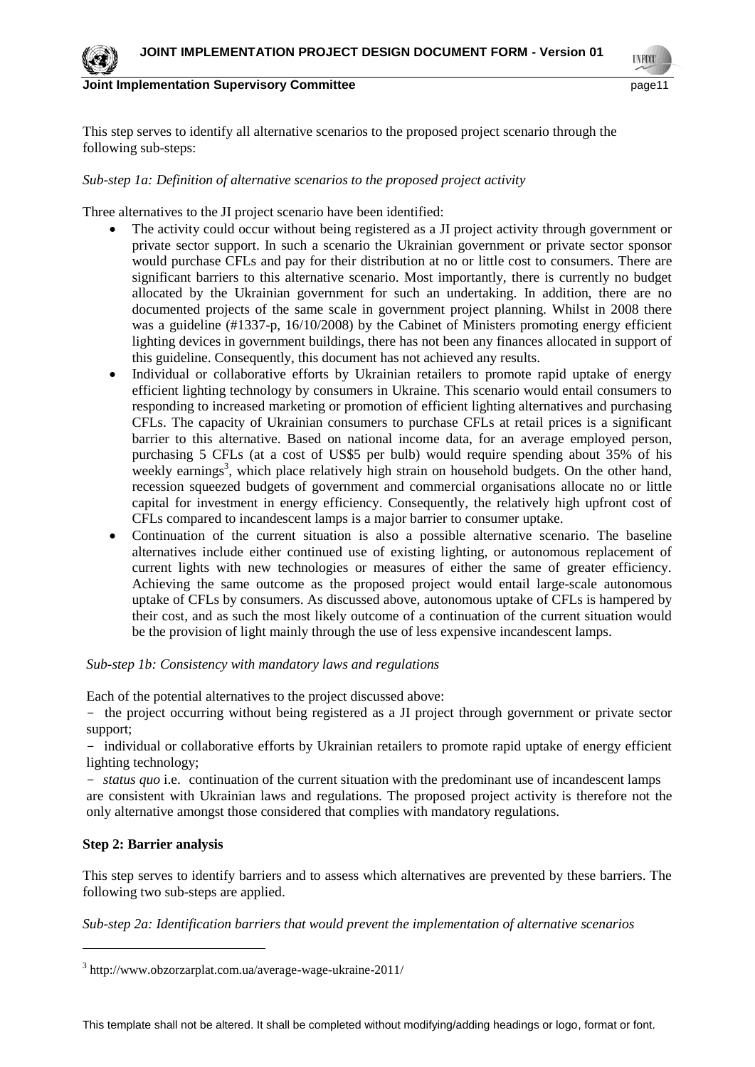This step serves to identify all alternative scenarios to the proposed project scenario through the following sub-steps:

*Sub-step 1a: Definition of alternative scenarios to the proposed project activity*

Three alternatives to the JI project scenario have been identified:

- The activity could occur without being registered as a JI project activity through government or private sector support. In such a scenario the Ukrainian government or private sector sponsor would purchase CFLs and pay for their distribution at no or little cost to consumers. There are significant barriers to this alternative scenario. Most importantly, there is currently no budget allocated by the Ukrainian government for such an undertaking. In addition, there are no documented projects of the same scale in government project planning. Whilst in 2008 there was a guideline (#1337-p, 16/10/2008) by the Cabinet of Ministers promoting energy efficient lighting devices in government buildings, there has not been any finances allocated in support of this guideline. Consequently, this document has not achieved any results.
- Individual or collaborative efforts by Ukrainian retailers to promote rapid uptake of energy efficient lighting technology by consumers in Ukraine. This scenario would entail consumers to responding to increased marketing or promotion of efficient lighting alternatives and purchasing CFLs. The capacity of Ukrainian consumers to purchase CFLs at retail prices is a significant barrier to this alternative. Based on national income data, for an average employed person, purchasing 5 CFLs (at a cost of US$5 per bulb) would require spending about 35% of his weekly earnings[3], which place relatively high strain on household budgets. On the other hand, recession squeezed budgets of government and commercial organisations allocate no or little capital for investment in energy efficiency. Consequently, the relatively high upfront cost of CFLs compared to incandescent lamps is a major barrier to consumer uptake.
- Continuation of the current situation is also a possible alternative scenario. The baseline alternatives include either continued use of existing lighting, or autonomous replacement of current lights with new technologies or measures of either the same of greater efficiency. Achieving the same outcome as the proposed project would entail large-scale autonomous uptake of CFLs by consumers. As discussed above, autonomous uptake of CFLs is hampered by their cost, and as such the most likely outcome of a continuation of the current situation would be the provision of light mainly through the use of less expensive incandescent lamps.

*Sub-step 1b: Consistency with mandatory laws and regulations*

Each of the potential alternatives to the project discussed above:

- the project occurring without being registered as a JI project through government or private sector support;
- individual or collaborative efforts by Ukrainian retailers to promote rapid uptake of energy efficient lighting technology;
- *status quo* i.e. continuation of the current situation with the predominant use of incandescent lamps

are consistent with Ukrainian laws and regulations. The proposed project activity is therefore not the only alternative amongst those considered that complies with mandatory regulations.

**Step 2: Barrier analysis**

This step serves to identify barriers and to assess which alternatives are prevented by these barriers. The following two sub-steps are applied.

*Sub-step 2a: Identification barriers that would prevent the implementation of alternative scenarios*

[3] http://www.obzorzarplat.com.ua/average-wage-ukraine-2011/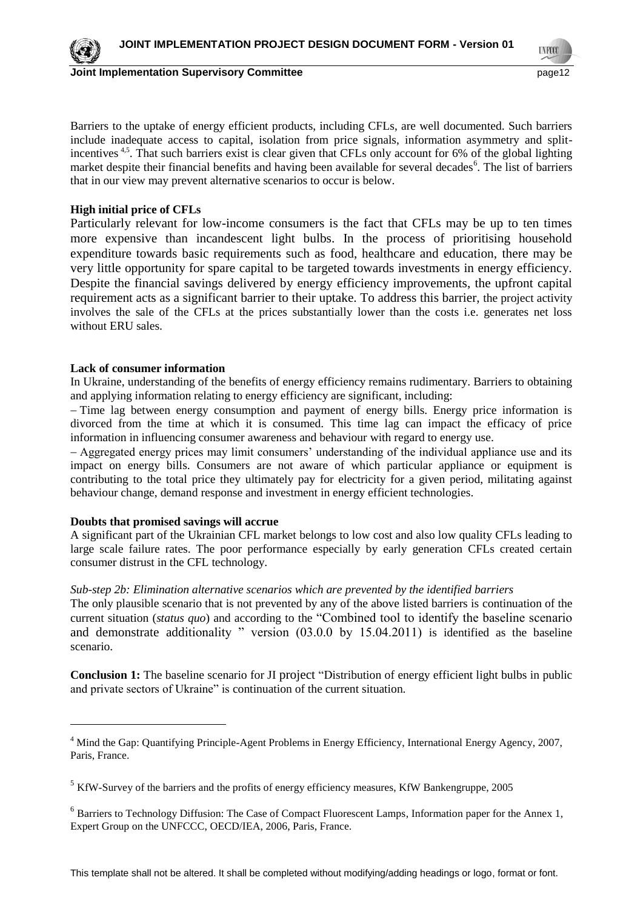Barriers to the uptake of energy efficient products, including CFLs, are well documented. Such barriers include inadequate access to capital, isolation from price signals, information asymmetry and split-incentives [4,5]. That such barriers exist is clear given that CFLs only account for 6% of the global lighting market despite their financial benefits and having been available for several decades[6]. The list of barriers that in our view may prevent alternative scenarios to occur is below.

**High initial price of CFLs**

Particularly relevant for low-income consumers is the fact that CFLs may be up to ten times more expensive than incandescent light bulbs. In the process of prioritising household expenditure towards basic requirements such as food, healthcare and education, there may be very little opportunity for spare capital to be targeted towards investments in energy efficiency. Despite the financial savings delivered by energy efficiency improvements, the upfront capital requirement acts as a significant barrier to their uptake. To address this barrier, the project activity involves the sale of the CFLs at the prices substantially lower than the costs i.e. generates net loss without ERU sales.

**Lack of consumer information**

In Ukraine, understanding of the benefits of energy efficiency remains rudimentary. Barriers to obtaining and applying information relating to energy efficiency are significant, including:

– Time lag between energy consumption and payment of energy bills. Energy price information is divorced from the time at which it is consumed. This time lag can impact the efficacy of price information in influencing consumer awareness and behaviour with regard to energy use.

– Aggregated energy prices may limit consumers' understanding of the individual appliance use and its impact on energy bills. Consumers are not aware of which particular appliance or equipment is contributing to the total price they ultimately pay for electricity for a given period, militating against behaviour change, demand response and investment in energy efficient technologies.

**Doubts that promised savings will accrue**

A significant part of the Ukrainian CFL market belongs to low cost and also low quality CFLs leading to large scale failure rates. The poor performance especially by early generation CFLs created certain consumer distrust in the CFL technology.

*Sub-step 2b: Elimination alternative scenarios which are prevented by the identified barriers*

The only plausible scenario that is not prevented by any of the above listed barriers is continuation of the current situation (*status quo*) and according to the "Combined tool to identify the baseline scenario and demonstrate additionality " version (03.0.0 by 15.04.2011) is identified as the baseline scenario.

**Conclusion 1:** The baseline scenario for JI project "Distribution of energy efficient light bulbs in public and private sectors of Ukraine" is continuation of the current situation.

---

[4] Mind the Gap: Quantifying Principle-Agent Problems in Energy Efficiency, International Energy Agency, 2007, Paris, France.

[5] KfW-Survey of the barriers and the profits of energy efficiency measures, KfW Bankengruppe, 2005

[6] Barriers to Technology Diffusion: The Case of Compact Fluorescent Lamps, Information paper for the Annex 1, Expert Group on the UNFCCC, OECD/IEA, 2006, Paris, France.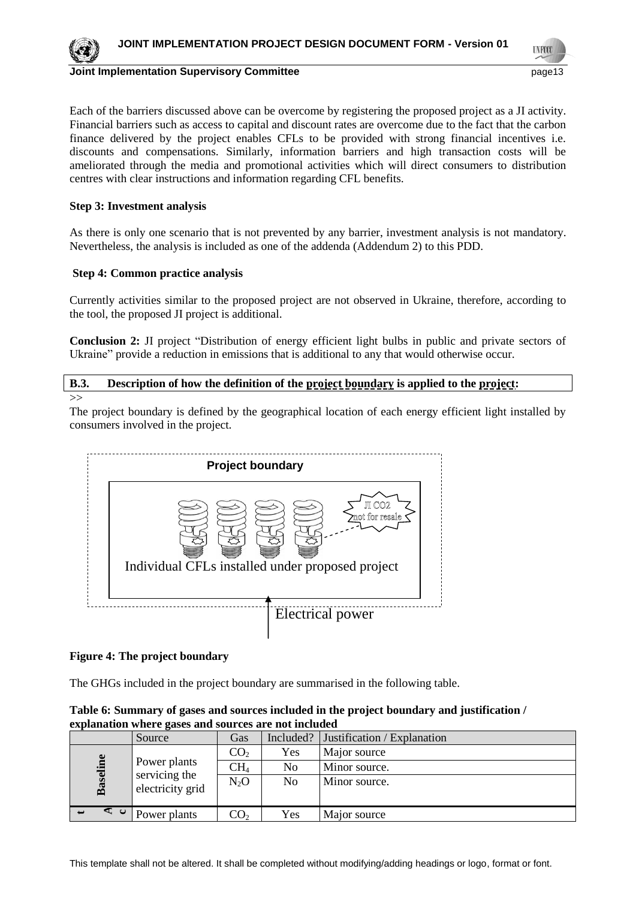Each of the barriers discussed above can be overcome by registering the proposed project as a JI activity. Financial barriers such as access to capital and discount rates are overcome due to the fact that the carbon finance delivered by the project enables CFLs to be provided with strong financial incentives i.e. discounts and compensations. Similarly, information barriers and high transaction costs will be ameliorated through the media and promotional activities which will direct consumers to distribution centres with clear instructions and information regarding CFL benefits.

**Step 3: Investment analysis**

As there is only one scenario that is not prevented by any barrier, investment analysis is not mandatory. Nevertheless, the analysis is included as one of the addenda (Addendum 2) to this PDD.

**Step 4: Common practice analysis**

Currently activities similar to the proposed project are not observed in Ukraine, therefore, according to the tool, the proposed JI project is additional.

**Conclusion 2:** JI project "Distribution of energy efficient light bulbs in public and private sectors of Ukraine" provide a reduction in emissions that is additional to any that would otherwise occur.

**B.3. Description of how the definition of the project boundary is applied to the project:**

>>

The project boundary is defined by the geographical location of each energy efficient light installed by consumers involved in the project.

Project boundary

JI CO2 not for resale

Individual CFLs installed under proposed project

Electrical power

**Figure 4: The project boundary**

The GHGs included in the project boundary are summarised in the following table.

**Table 6: Summary of gases and sources included in the project boundary and justification / explanation where gases and sources are not included**

| | Source | Gas | Included? | Justification / Explanation |
|---|---|---|---|---|
| Baseline | Power plants servicing the electricity grid | $CO_2$ | Yes | Major source |
| | | $CH_4$ | No | Minor source. |
| | | $N_2O$ | No | Minor source. |
| Act... | Power plants | $CO_2$ | Yes | Major source |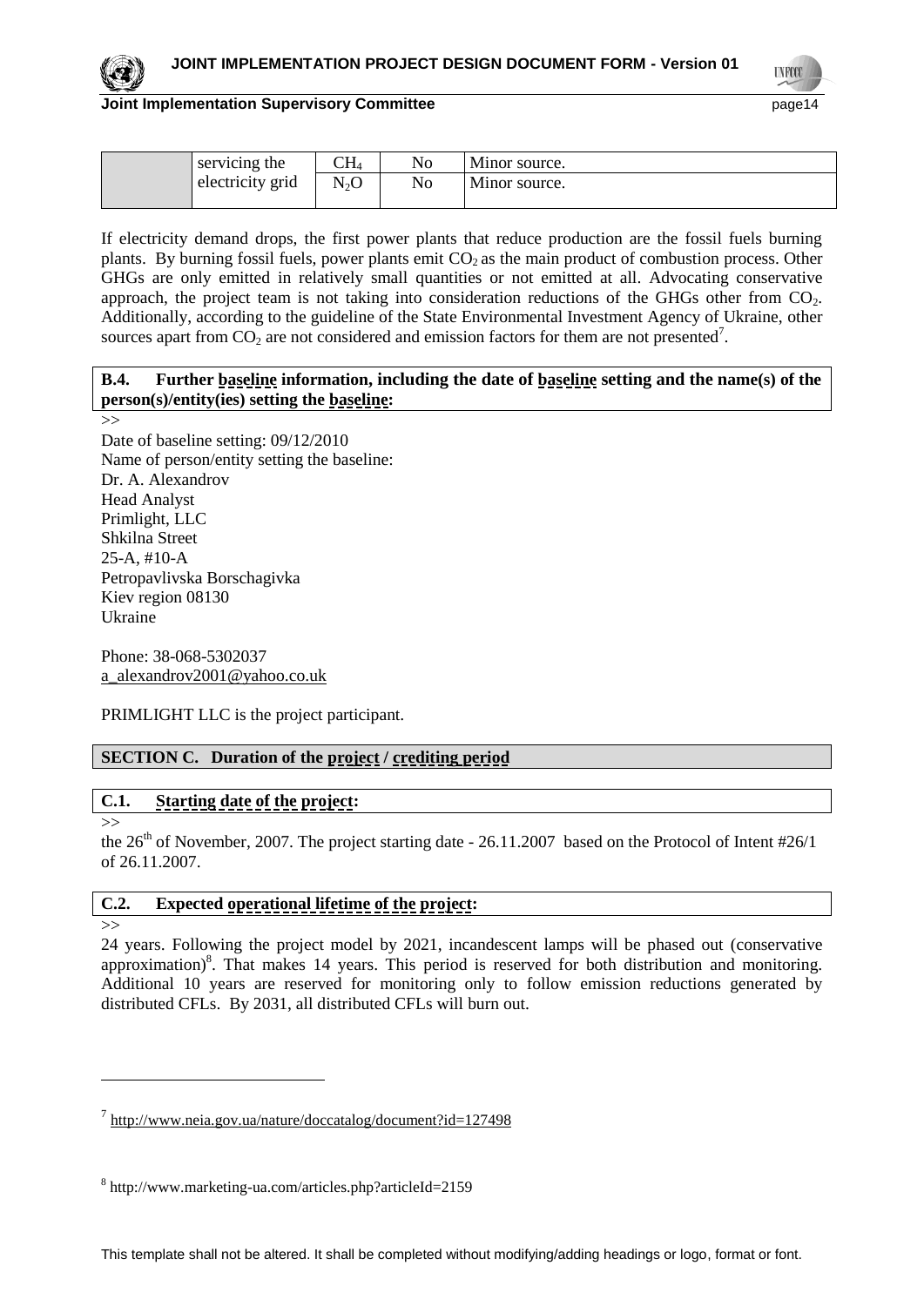| | servicing the electricity grid | $CH_4$ | No | Minor source. |
|---|---|---|---|---|
| | | $N_2O$ | No | Minor source. |

If electricity demand drops, the first power plants that reduce production are the fossil fuels burning plants. By burning fossil fuels, power plants emit $CO_2$ as the main product of combustion process. Other GHGs are only emitted in relatively small quantities or not emitted at all. Advocating conservative approach, the project team is not taking into consideration reductions of the GHGs other from $CO_2$. Additionally, according to the guideline of the State Environmental Investment Agency of Ukraine, other sources apart from $CO_2$ are not considered and emission factors for them are not presented[7].

**B.4. Further baseline information, including the date of baseline setting and the name(s) of the person(s)/entity(ies) setting the baseline:**

>>

Date of baseline setting: 09/12/2010
Name of person/entity setting the baseline:
Dr. A. Alexandrov
Head Analyst
Primlight, LLC
Shkilna Street
25-A, #10-A
Petropavlivska Borschagivka
Kiev region 08130
Ukraine

Phone: 38-068-5302037
a_alexandrov2001@yahoo.co.uk

PRIMLIGHT LLC is the project participant.

## SECTION C. Duration of the project / crediting period

### C.1. Starting date of the project:

>>

the 26th of November, 2007. The project starting date - 26.11.2007 based on the Protocol of Intent #26/1 of 26.11.2007.

### C.2. Expected operational lifetime of the project:

>>

24 years. Following the project model by 2021, incandescent lamps will be phased out (conservative approximation)[8]. That makes 14 years. This period is reserved for both distribution and monitoring. Additional 10 years are reserved for monitoring only to follow emission reductions generated by distributed CFLs. By 2031, all distributed CFLs will burn out.

---

[7] http://www.neia.gov.ua/nature/doccatalog/document?id=127498

[8] http://www.marketing-ua.com/articles.php?articleId=2159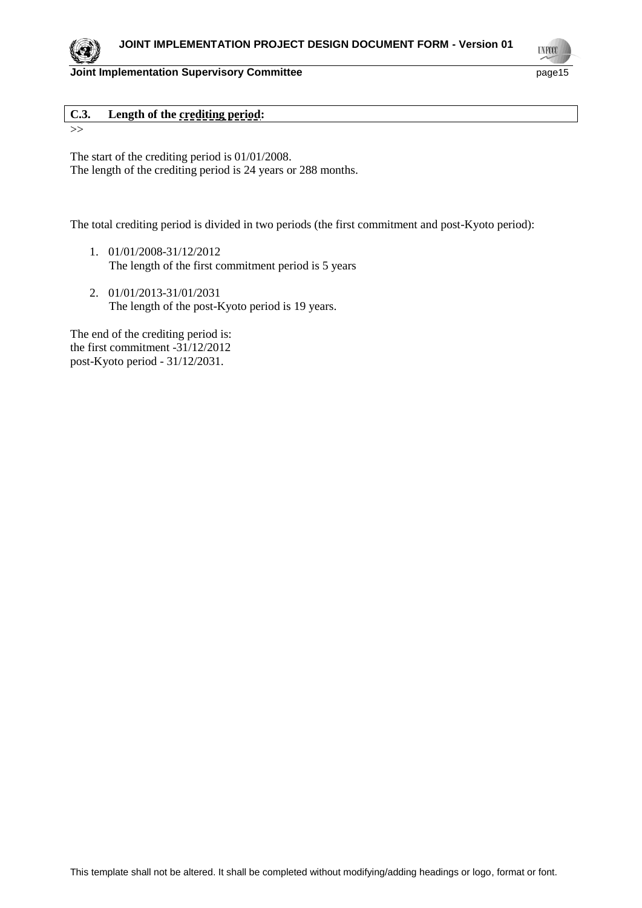### C.3. Length of the crediting period:

>>

The start of the crediting period is 01/01/2008.
The length of the crediting period is 24 years or 288 months.

The total crediting period is divided in two periods (the first commitment and post-Kyoto period):

1. 01/01/2008-31/12/2012
   The length of the first commitment period is 5 years
2. 01/01/2013-31/01/2031
   The length of the post-Kyoto period is 19 years.

The end of the crediting period is:
the first commitment -31/12/2012
post-Kyoto period - 31/12/2031.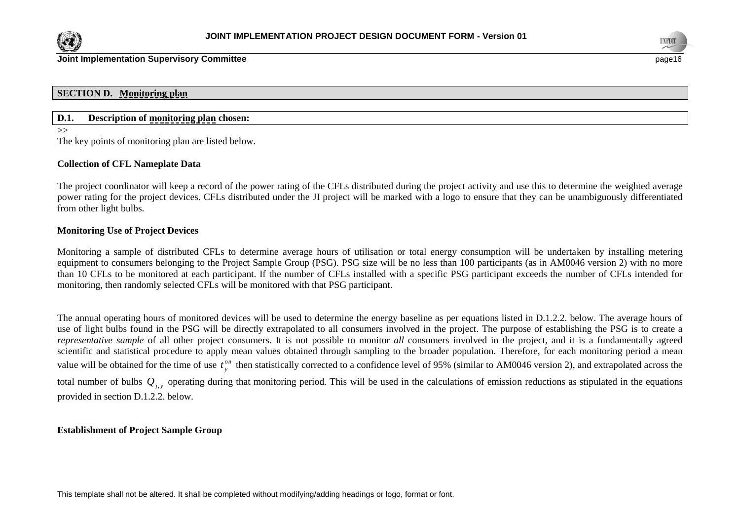## SECTION D. Monitoring plan

### D.1. Description of monitoring plan chosen:

>>

The key points of monitoring plan are listed below.

**Collection of CFL Nameplate Data**

The project coordinator will keep a record of the power rating of the CFLs distributed during the project activity and use this to determine the weighted average power rating for the project devices. CFLs distributed under the JI project will be marked with a logo to ensure that they can be unambiguously differentiated from other light bulbs.

**Monitoring Use of Project Devices**

Monitoring a sample of distributed CFLs to determine average hours of utilisation or total energy consumption will be undertaken by installing metering equipment to consumers belonging to the Project Sample Group (PSG). PSG size will be no less than 100 participants (as in AM0046 version 2) with no more than 10 CFLs to be monitored at each participant. If the number of CFLs installed with a specific PSG participant exceeds the number of CFLs intended for monitoring, then randomly selected CFLs will be monitored with that PSG participant.

The annual operating hours of monitored devices will be used to determine the energy baseline as per equations listed in D.1.2.2. below. The average hours of use of light bulbs found in the PSG will be directly extrapolated to all consumers involved in the project. The purpose of establishing the PSG is to create a *representative sample* of all other project consumers. It is not possible to monitor *all* consumers involved in the project, and it is a fundamentally agreed scientific and statistical procedure to apply mean values obtained through sampling to the broader population. Therefore, for each monitoring period a mean value will be obtained for the time of use $t_y^{on}$ then statistically corrected to a confidence level of 95% (similar to AM0046 version 2), and extrapolated across the total number of bulbs $Q_{j,y}$ operating during that monitoring period. This will be used in the calculations of emission reductions as stipulated in the equations provided in section D.1.2.2. below.

**Establishment of Project Sample Group**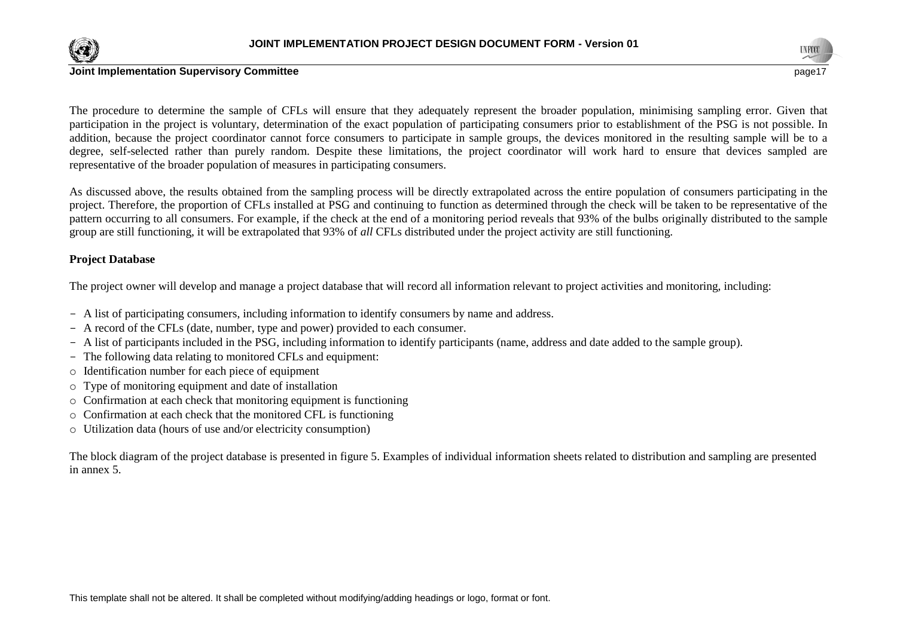The procedure to determine the sample of CFLs will ensure that they adequately represent the broader population, minimising sampling error. Given that participation in the project is voluntary, determination of the exact population of participating consumers prior to establishment of the PSG is not possible. In addition, because the project coordinator cannot force consumers to participate in sample groups, the devices monitored in the resulting sample will be to a degree, self-selected rather than purely random. Despite these limitations, the project coordinator will work hard to ensure that devices sampled are representative of the broader population of measures in participating consumers.

As discussed above, the results obtained from the sampling process will be directly extrapolated across the entire population of consumers participating in the project. Therefore, the proportion of CFLs installed at PSG and continuing to function as determined through the check will be taken to be representative of the pattern occurring to all consumers. For example, if the check at the end of a monitoring period reveals that 93% of the bulbs originally distributed to the sample group are still functioning, it will be extrapolated that 93% of *all* CFLs distributed under the project activity are still functioning.

**Project Database**

The project owner will develop and manage a project database that will record all information relevant to project activities and monitoring, including:

- A list of participating consumers, including information to identify consumers by name and address.
- A record of the CFLs (date, number, type and power) provided to each consumer.
- A list of participants included in the PSG, including information to identify participants (name, address and date added to the sample group).
- The following data relating to monitored CFLs and equipment:
  - Identification number for each piece of equipment
  - Type of monitoring equipment and date of installation
  - Confirmation at each check that monitoring equipment is functioning
  - Confirmation at each check that the monitored CFL is functioning
  - Utilization data (hours of use and/or electricity consumption)

The block diagram of the project database is presented in figure 5. Examples of individual information sheets related to distribution and sampling are presented in annex 5.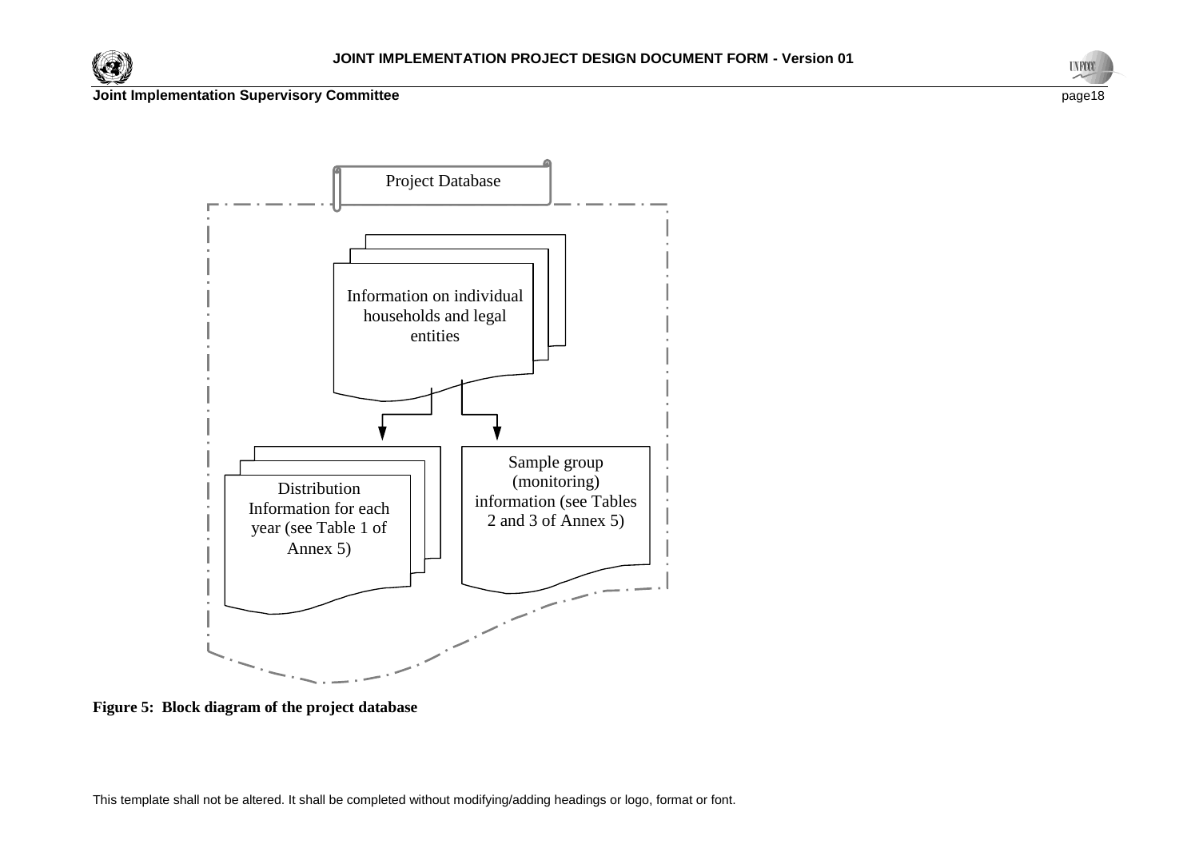Project Database

Information on individual households and legal entities

Distribution Information for each year (see Table 1 of Annex 5)

Sample group (monitoring) information (see Tables 2 and 3 of Annex 5)

**Figure 5: Block diagram of the project database**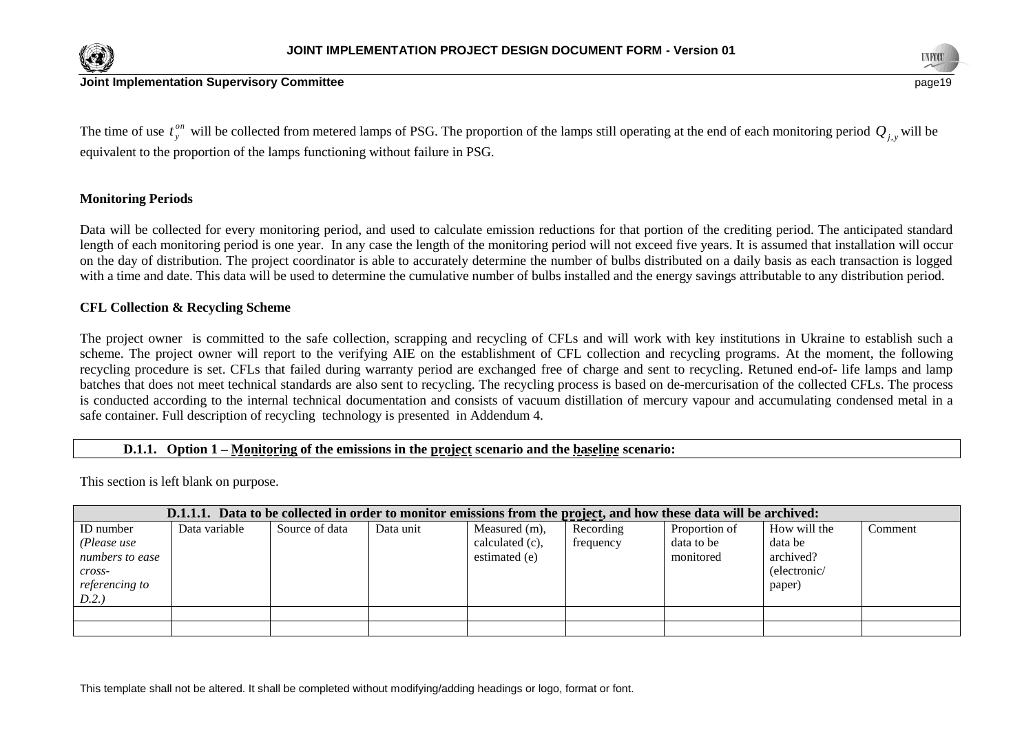The time of use $t_y^{on}$ will be collected from metered lamps of PSG. The proportion of the lamps still operating at the end of each monitoring period $Q_{j,y}$ will be equivalent to the proportion of the lamps functioning without failure in PSG.

**Monitoring Periods**

Data will be collected for every monitoring period, and used to calculate emission reductions for that portion of the crediting period. The anticipated standard length of each monitoring period is one year. In any case the length of the monitoring period will not exceed five years. It is assumed that installation will occur on the day of distribution. The project coordinator is able to accurately determine the number of bulbs distributed on a daily basis as each transaction is logged with a time and date. This data will be used to determine the cumulative number of bulbs installed and the energy savings attributable to any distribution period.

**CFL Collection & Recycling Scheme**

The project owner is committed to the safe collection, scrapping and recycling of CFLs and will work with key institutions in Ukraine to establish such a scheme. The project owner will report to the verifying AIE on the establishment of CFL collection and recycling programs. At the moment, the following recycling procedure is set. CFLs that failed during warranty period are exchanged free of charge and sent to recycling. Retuned end-of- life lamps and lamp batches that does not meet technical standards are also sent to recycling. The recycling process is based on de-mercurisation of the collected CFLs. The process is conducted according to the internal technical documentation and consists of vacuum distillation of mercury vapour and accumulating condensed metal in a safe container. Full description of recycling technology is presented in Addendum 4.

### D.1.1. Option 1 – Monitoring of the emissions in the project scenario and the baseline scenario:

This section is left blank on purpose.

| D.1.1.1. Data to be collected in order to monitor emissions from the project, and how these data will be archived: | | | | | | | | |
|---|---|---|---|---|---|---|---|---|
| ID number *(Please use numbers to ease cross-referencing to D.2.)* | Data variable | Source of data | Data unit | Measured (m), calculated (c), estimated (e) | Recording frequency | Proportion of data to be monitored | How will the data be archived? (electronic/ paper) | Comment |
| | | | | | | | | |
| | | | | | | | | |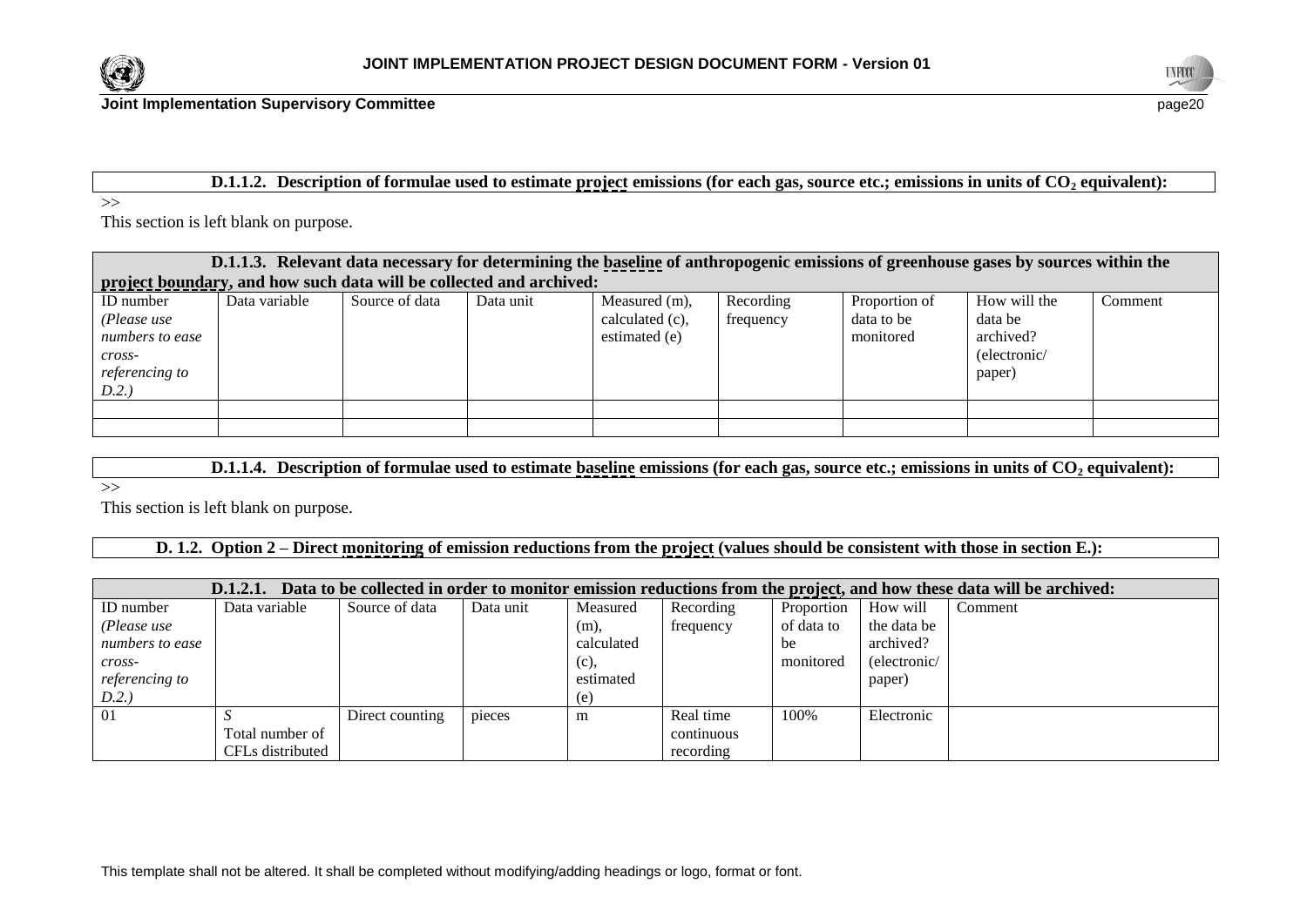**D.1.1.2. Description of formulae used to estimate project emissions (for each gas, source etc.; emissions in units of $CO_2$ equivalent):**

>>

This section is left blank on purpose.

**D.1.1.3. Relevant data necessary for determining the baseline of anthropogenic emissions of greenhouse gases by sources within the project boundary, and how such data will be collected and archived:**

| ID number *(Please use numbers to ease cross-referencing to D.2.)* | Data variable | Source of data | Data unit | Measured (m), calculated (c), estimated (e) | Recording frequency | Proportion of data to be monitored | How will the data be archived? (electronic/ paper) | Comment |
|---|---|---|---|---|---|---|---|---|
| | | | | | | | | |
| | | | | | | | | |

**D.1.1.4. Description of formulae used to estimate baseline emissions (for each gas, source etc.; emissions in units of $CO_2$ equivalent):**

>>

This section is left blank on purpose.

**D. 1.2. Option 2 – Direct monitoring of emission reductions from the project (values should be consistent with those in section E.):**

**D.1.2.1. Data to be collected in order to monitor emission reductions from the project, and how these data will be archived:**

| ID number *(Please use numbers to ease cross-referencing to D.2.)* | Data variable | Source of data | Data unit | Measured (m), calculated (c), estimated (e) | Recording frequency | Proportion of data to be monitored | How will the data be archived? (electronic/ paper) | Comment |
|---|---|---|---|---|---|---|---|---|
| 01 | *S* Total number of CFLs distributed | Direct counting | pieces | m | Real time continuous recording | 100% | Electronic | |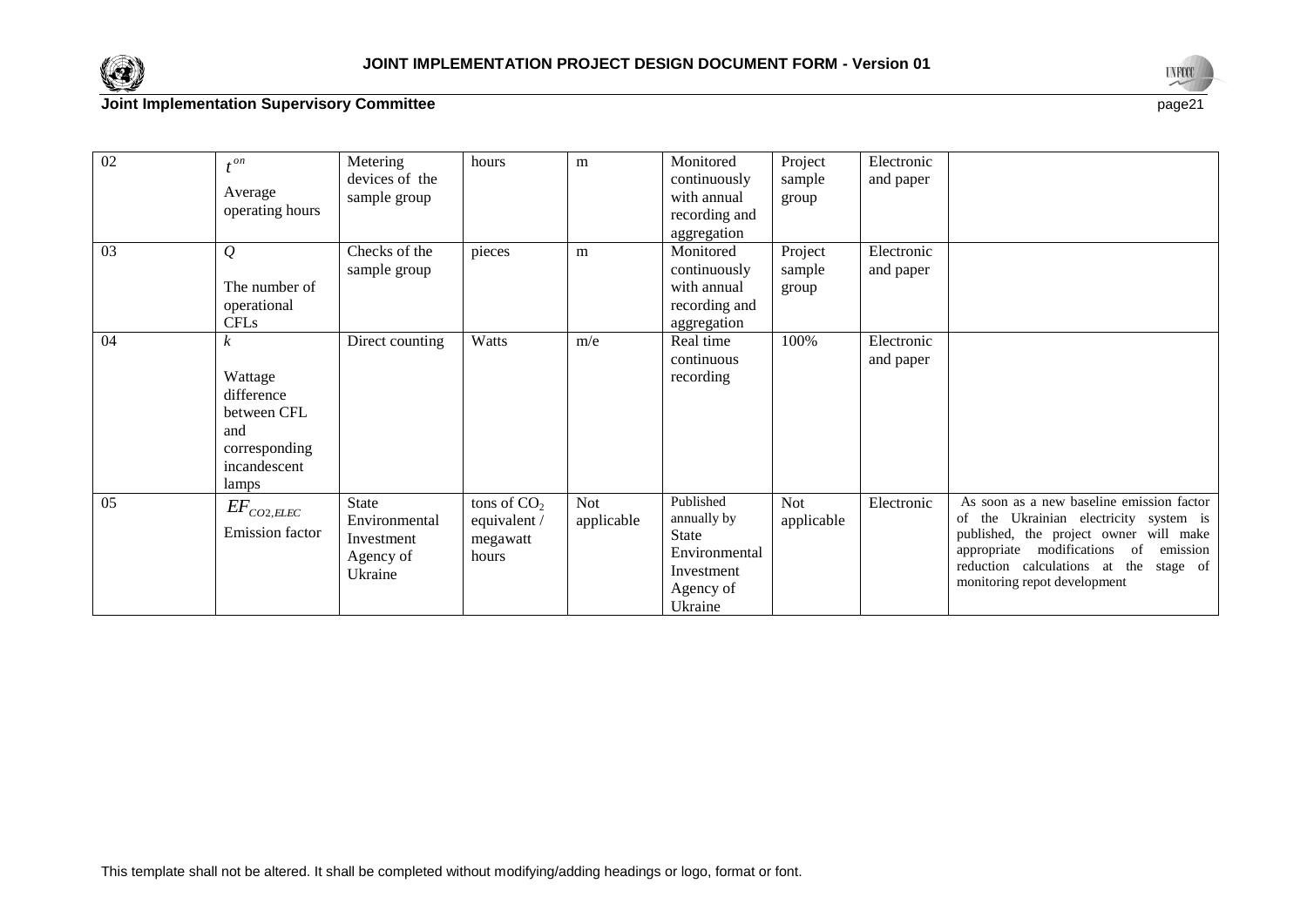| 02 | $t^{on}$<br>Average operating hours | Metering devices of the sample group | hours | m | Monitored continuously with annual recording and aggregation | Project sample group | Electronic and paper | |
|---|---|---|---|---|---|---|---|---|
| 03 | $Q$<br>The number of operational CFLs | Checks of the sample group | pieces | m | Monitored continuously with annual recording and aggregation | Project sample group | Electronic and paper | |
| 04 | $k$<br>Wattage difference between CFL and corresponding incandescent lamps | Direct counting | Watts | m/e | Real time continuous recording | 100% | Electronic and paper | |
| 05 | $EF_{CO2,ELEC}$<br>Emission factor | State Environmental Investment Agency of Ukraine | tons of $CO_2$ equivalent / megawatt hours | Not applicable | Published annually by State Environmental Investment Agency of Ukraine | Not applicable | Electronic | As soon as a new baseline emission factor of the Ukrainian electricity system is published, the project owner will make appropriate modifications of emission reduction calculations at the stage of monitoring repot development |

This template shall not be altered. It shall be completed without modifying/adding headings or logo, format or font.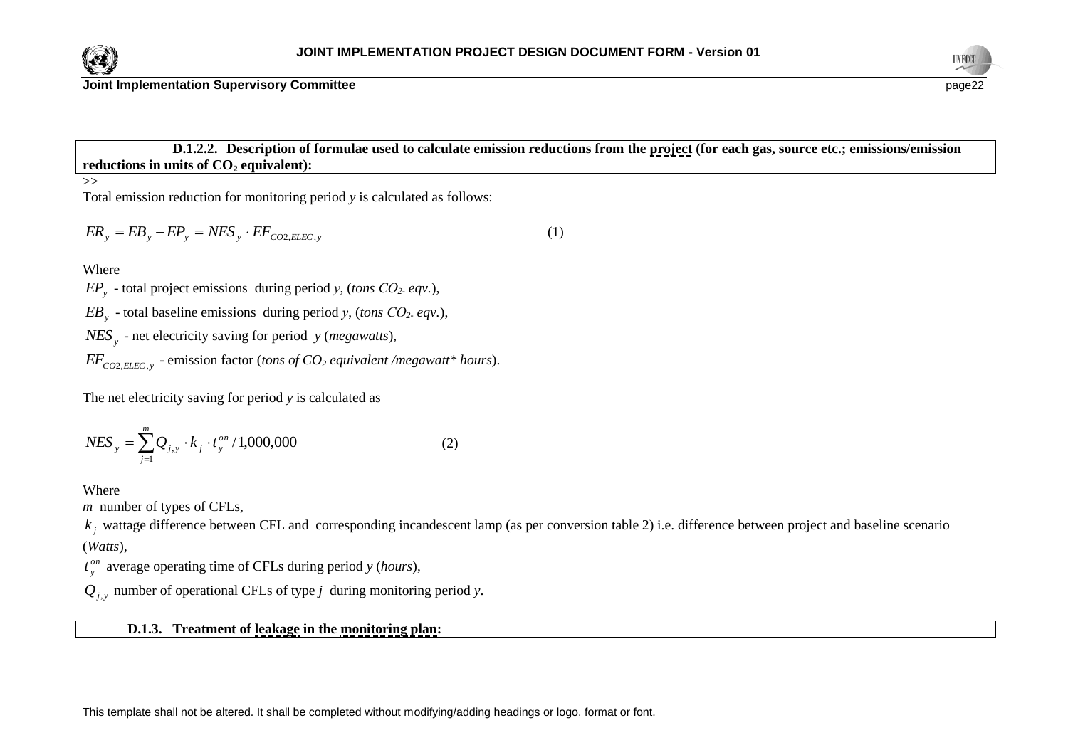**D.1.2.2. Description of formulae used to calculate emission reductions from the project (for each gas, source etc.; emissions/emission reductions in units of $CO_2$ equivalent):**

>>

Total emission reduction for monitoring period *y* is calculated as follows:

$$ER_y = EB_y - EP_y = NES_y \cdot EF_{CO2,ELEC,y} \qquad (1)$$

Where

$EP_y$ - total project emissions during period *y*, (*tons $CO_2$ eqv.*),

$EB_y$ - total baseline emissions during period *y*, (*tons $CO_2$ eqv.*),

$NES_y$ - net electricity saving for period *y* (*megawatts*),

$EF_{CO2,ELEC,y}$ - emission factor (*tons of $CO_2$ equivalent /megawatt* hours*).

The net electricity saving for period *y* is calculated as

$$NES_y = \sum_{j=1}^{m} Q_{j,y} \cdot k_j \cdot t_y^{on} / 1{,}000{,}000 \qquad (2)$$

Where

$m$ number of types of CFLs,

$k_j$ wattage difference between CFL and corresponding incandescent lamp (as per conversion table 2) i.e. difference between project and baseline scenario (*Watts*),

$t_y^{on}$ average operating time of CFLs during period *y* (*hours*),

$Q_{j,y}$ number of operational CFLs of type *j* during monitoring period *y*.

**D.1.3. Treatment of leakage in the monitoring plan:**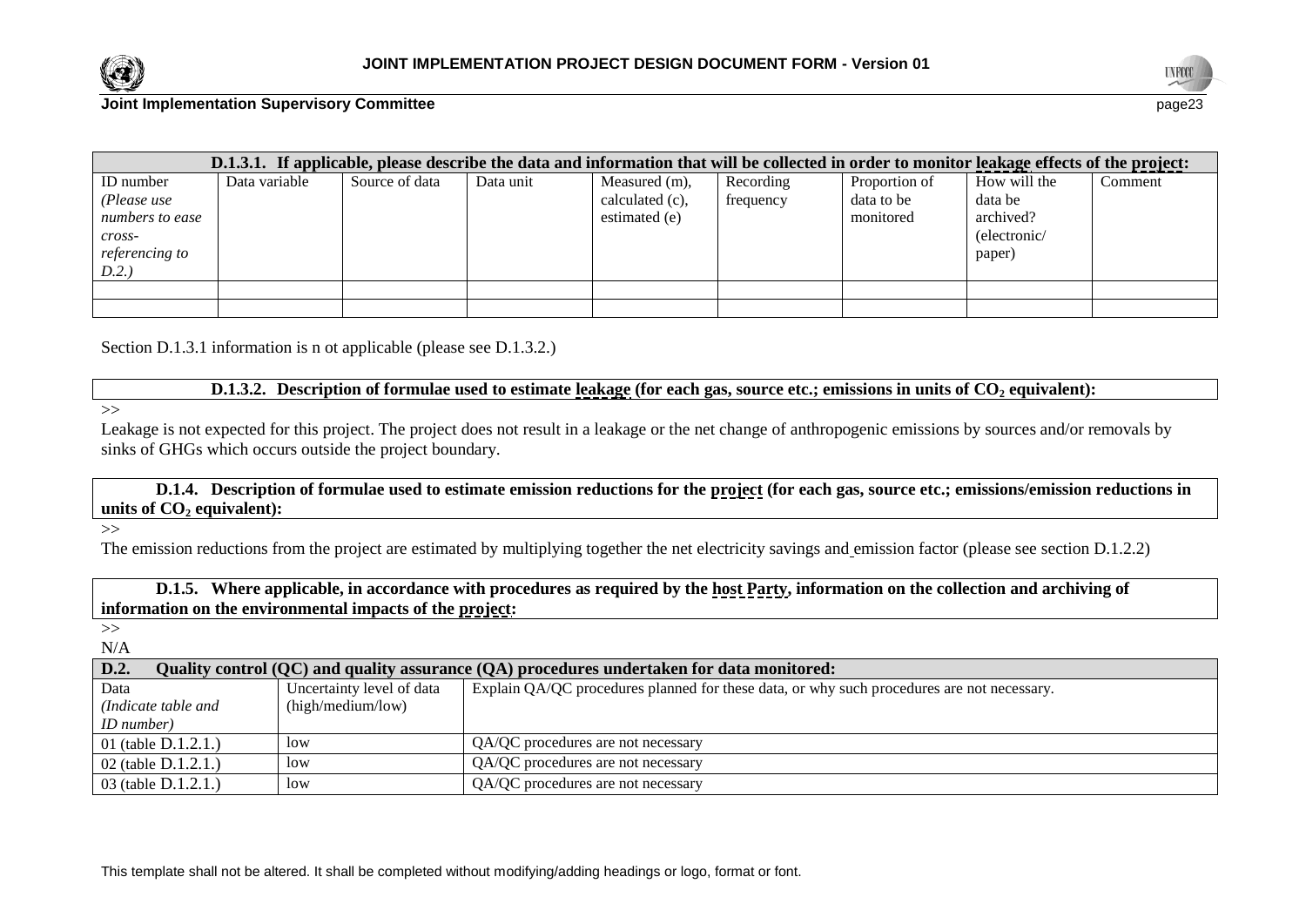| D.1.3.1. If applicable, please describe the data and information that will be collected in order to monitor leakage effects of the project: | | | | | | | | |
|---|---|---|---|---|---|---|---|---|
| ID number *(Please use numbers to ease cross-referencing to D.2.)* | Data variable | Source of data | Data unit | Measured (m), calculated (c), estimated (e) | Recording frequency | Proportion of data to be monitored | How will the data be archived? (electronic/ paper) | Comment |
| | | | | | | | | |
| | | | | | | | | |

Section D.1.3.1 information is n ot applicable (please see D.1.3.2.)

**D.1.3.2. Description of formulae used to estimate leakage (for each gas, source etc.; emissions in units of $CO_2$ equivalent):**

>>

Leakage is not expected for this project. The project does not result in a leakage or the net change of anthropogenic emissions by sources and/or removals by sinks of GHGs which occurs outside the project boundary.

**D.1.4. Description of formulae used to estimate emission reductions for the project (for each gas, source etc.; emissions/emission reductions in units of $CO_2$ equivalent):**

>>

The emission reductions from the project are estimated by multiplying together the net electricity savings and emission factor (please see section D.1.2.2)

**D.1.5. Where applicable, in accordance with procedures as required by the host Party, information on the collection and archiving of information on the environmental impacts of the project:**

>>

N/A

| D.2. Quality control (QC) and quality assurance (QA) procedures undertaken for data monitored: | | |
|---|---|---|
| Data *(Indicate table and ID number)* | Uncertainty level of data (high/medium/low) | Explain QA/QC procedures planned for these data, or why such procedures are not necessary. |
| 01 (table D.1.2.1.) | low | QA/QC procedures are not necessary |
| 02 (table D.1.2.1.) | low | QA/QC procedures are not necessary |
| 03 (table D.1.2.1.) | low | QA/QC procedures are not necessary |

This template shall not be altered. It shall be completed without modifying/adding headings or logo, format or font.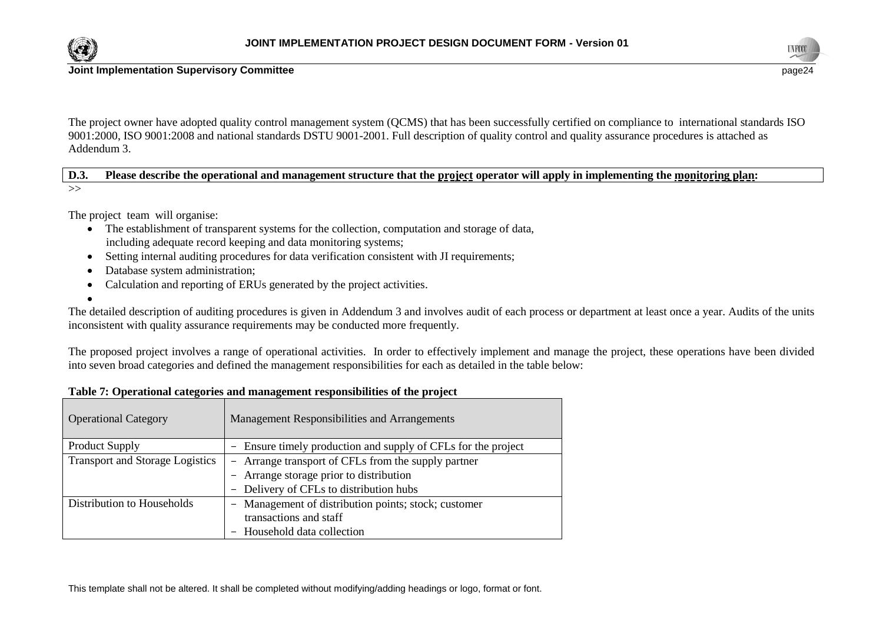The project owner have adopted quality control management system (QCMS) that has been successfully certified on compliance to international standards ISO 9001:2000, ISO 9001:2008 and national standards DSTU 9001-2001. Full description of quality control and quality assurance procedures is attached as Addendum 3.

**D.3. Please describe the operational and management structure that the project operator will apply in implementing the monitoring plan:**

>>

The project team will organise:

- The establishment of transparent systems for the collection, computation and storage of data, including adequate record keeping and data monitoring systems;
- Setting internal auditing procedures for data verification consistent with JI requirements;
- Database system administration;
- Calculation and reporting of ERUs generated by the project activities.

The detailed description of auditing procedures is given in Addendum 3 and involves audit of each process or department at least once a year. Audits of the units inconsistent with quality assurance requirements may be conducted more frequently.

The proposed project involves a range of operational activities. In order to effectively implement and manage the project, these operations have been divided into seven broad categories and defined the management responsibilities for each as detailed in the table below:

**Table 7: Operational categories and management responsibilities of the project**

| Operational Category | Management Responsibilities and Arrangements |
|---|---|
| Product Supply | - Ensure timely production and supply of CFLs for the project |
| Transport and Storage Logistics | - Arrange transport of CFLs from the supply partner<br>- Arrange storage prior to distribution<br>- Delivery of CFLs to distribution hubs |
| Distribution to Households | - Management of distribution points; stock; customer transactions and staff<br>- Household data collection |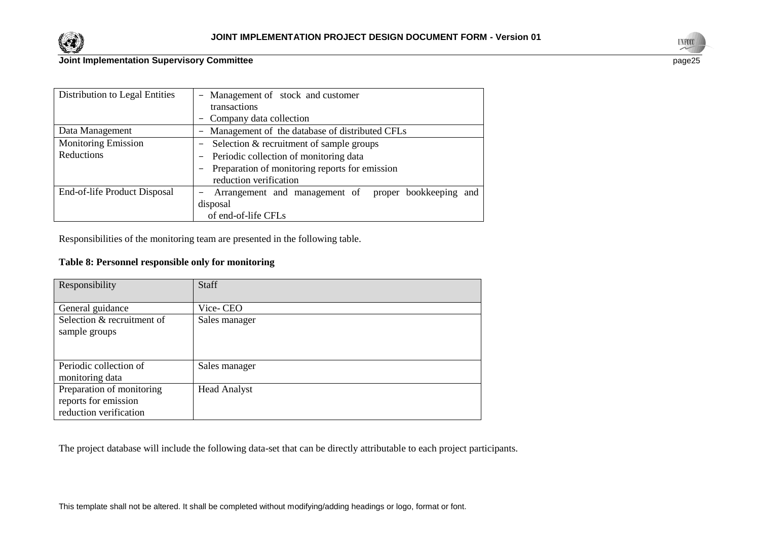| Distribution to Legal Entities | - Management of stock and customer transactions<br>- Company data collection |
|---|---|
| Data Management | - Management of the database of distributed CFLs |
| Monitoring Emission Reductions | - Selection & recruitment of sample groups<br>- Periodic collection of monitoring data<br>- Preparation of monitoring reports for emission reduction verification |
| End-of-life Product Disposal | - Arrangement and management of proper bookkeeping and disposal of end-of-life CFLs |

Responsibilities of the monitoring team are presented in the following table.

**Table 8: Personnel responsible only for monitoring**

| Responsibility | Staff |
|---|---|
| General guidance | Vice- CEO |
| Selection & recruitment of sample groups | Sales manager |
| Periodic collection of monitoring data | Sales manager |
| Preparation of monitoring reports for emission reduction verification | Head Analyst |

The project database will include the following data-set that can be directly attributable to each project participants.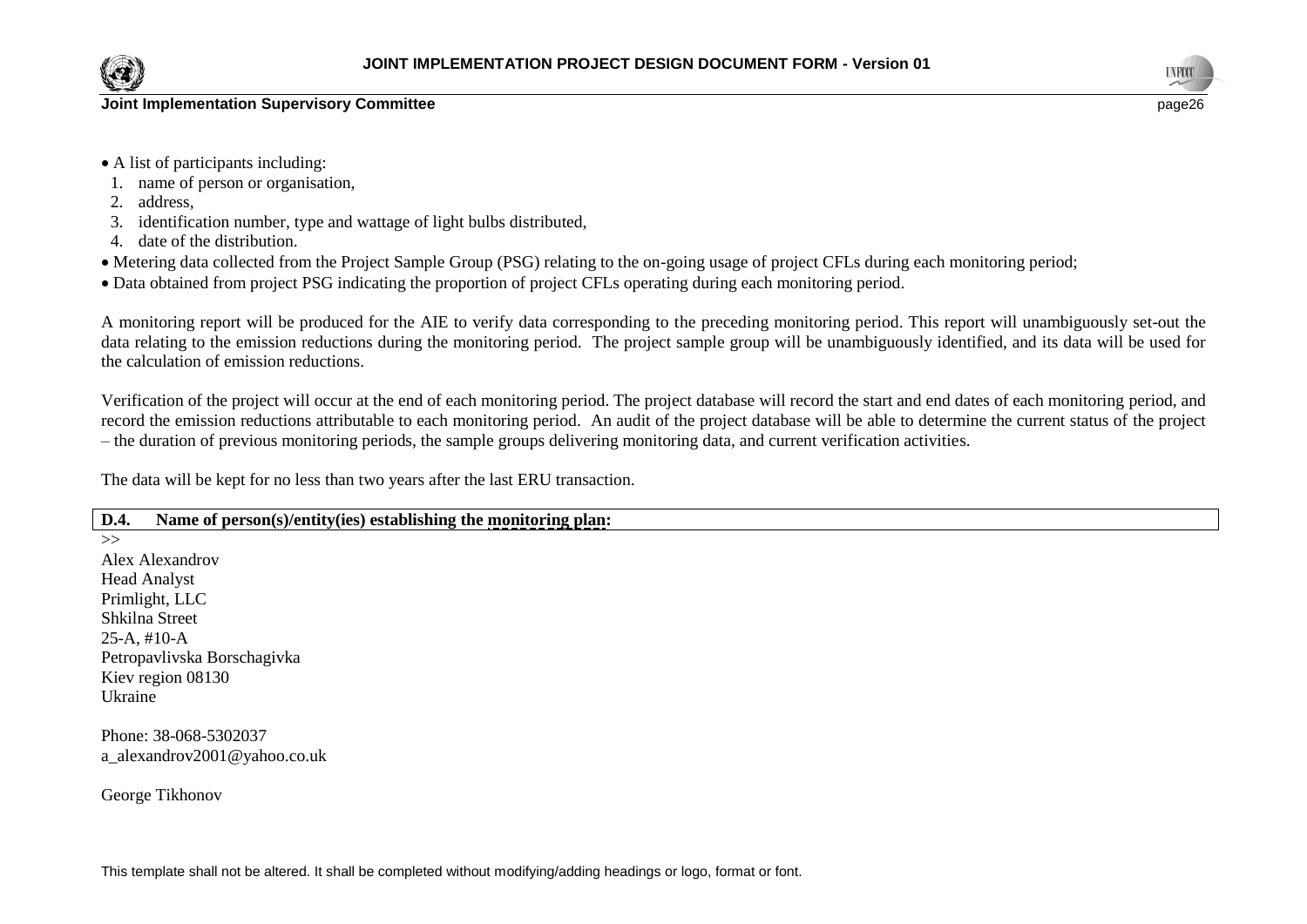- A list of participants including:
  1. name of person or organisation,
  2. address,
  3. identification number, type and wattage of light bulbs distributed,
  4. date of the distribution.
- Metering data collected from the Project Sample Group (PSG) relating to the on-going usage of project CFLs during each monitoring period;
- Data obtained from project PSG indicating the proportion of project CFLs operating during each monitoring period.

A monitoring report will be produced for the AIE to verify data corresponding to the preceding monitoring period. This report will unambiguously set-out the data relating to the emission reductions during the monitoring period. The project sample group will be unambiguously identified, and its data will be used for the calculation of emission reductions.

Verification of the project will occur at the end of each monitoring period. The project database will record the start and end dates of each monitoring period, and record the emission reductions attributable to each monitoring period. An audit of the project database will be able to determine the current status of the project – the duration of previous monitoring periods, the sample groups delivering monitoring data, and current verification activities.

The data will be kept for no less than two years after the last ERU transaction.

**D.4. Name of person(s)/entity(ies) establishing the monitoring plan:**

>>

Alex Alexandrov
Head Analyst
Primlight, LLC
Shkilna Street
25-A, #10-A
Petropavlivska Borschagivka
Kiev region 08130
Ukraine

Phone: 38-068-5302037
a_alexandrov2001@yahoo.co.uk

George Tikhonov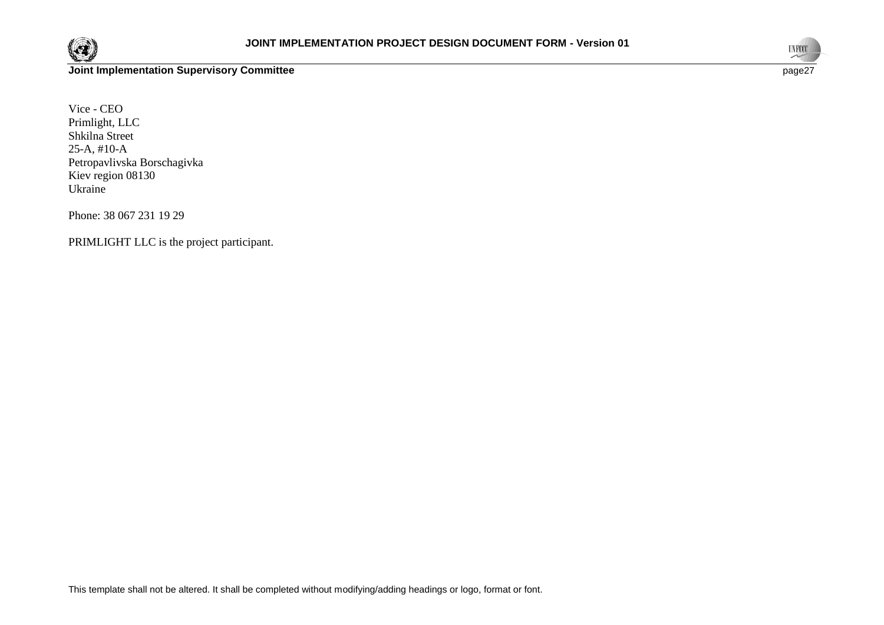Vice - CEO
Primlight, LLC
Shkilna Street
25-A, #10-A
Petropavlivska Borschagivka
Kiev region 08130
Ukraine

Phone: 38 067 231 19 29

PRIMLIGHT LLC is the project participant.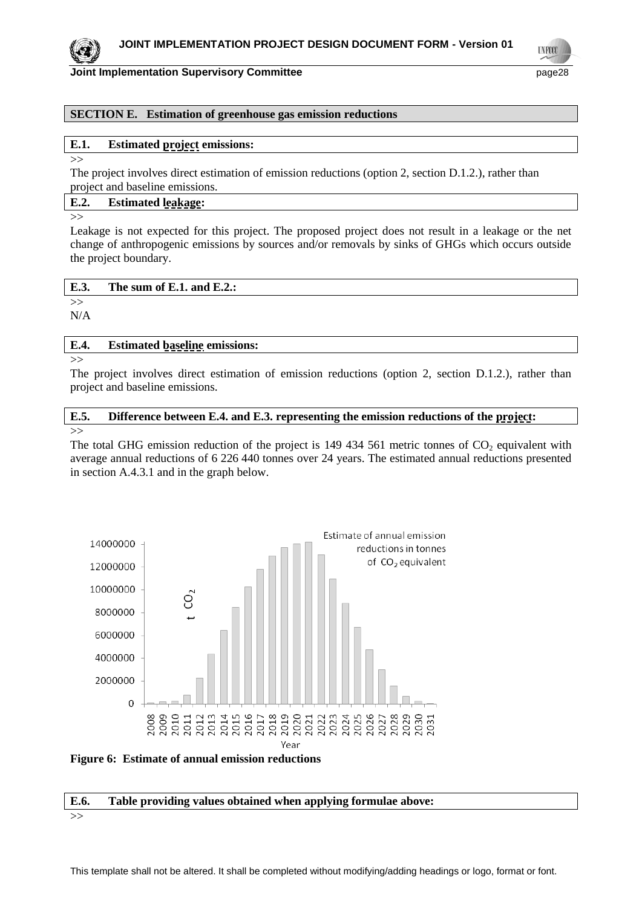## SECTION E. Estimation of greenhouse gas emission reductions

### E.1. Estimated project emissions:

>>

The project involves direct estimation of emission reductions (option 2, section D.1.2.), rather than project and baseline emissions.

### E.2. Estimated leakage:

>>

Leakage is not expected for this project. The proposed project does not result in a leakage or the net change of anthropogenic emissions by sources and/or removals by sinks of GHGs which occurs outside the project boundary.

### E.3. The sum of E.1. and E.2.:

>>

N/A

### E.4. Estimated baseline emissions:

>>

The project involves direct estimation of emission reductions (option 2, section D.1.2.), rather than project and baseline emissions.

### E.5. Difference between E.4. and E.3. representing the emission reductions of the project:

>>

The total GHG emission reduction of the project is 149 434 561 metric tonnes of $CO_2$ equivalent with average annual reductions of 6 226 440 tonnes over 24 years. The estimated annual reductions presented in section A.4.3.1 and in the graph below.

**Figure 6: Estimate of annual emission reductions**

### E.6. Table providing values obtained when applying formulae above:

>>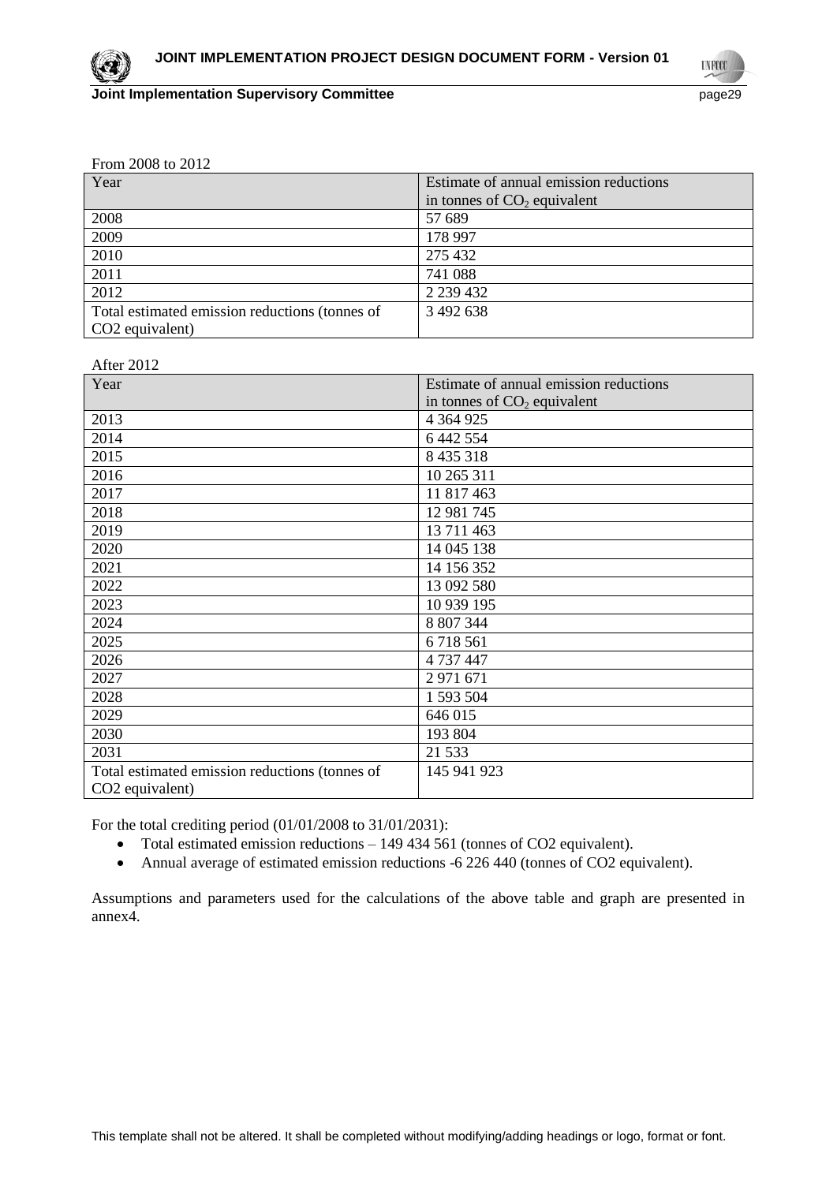From 2008 to 2012

| Year | Estimate of annual emission reductions in tonnes of $CO_2$ equivalent |
|---|---|
| 2008 | 57 689 |
| 2009 | 178 997 |
| 2010 | 275 432 |
| 2011 | 741 088 |
| 2012 | 2 239 432 |
| Total estimated emission reductions (tonnes of CO2 equivalent) | 3 492 638 |

After 2012

| Year | Estimate of annual emission reductions in tonnes of $CO_2$ equivalent |
|---|---|
| 2013 | 4 364 925 |
| 2014 | 6 442 554 |
| 2015 | 8 435 318 |
| 2016 | 10 265 311 |
| 2017 | 11 817 463 |
| 2018 | 12 981 745 |
| 2019 | 13 711 463 |
| 2020 | 14 045 138 |
| 2021 | 14 156 352 |
| 2022 | 13 092 580 |
| 2023 | 10 939 195 |
| 2024 | 8 807 344 |
| 2025 | 6 718 561 |
| 2026 | 4 737 447 |
| 2027 | 2 971 671 |
| 2028 | 1 593 504 |
| 2029 | 646 015 |
| 2030 | 193 804 |
| 2031 | 21 533 |
| Total estimated emission reductions (tonnes of CO2 equivalent) | 145 941 923 |

For the total crediting period (01/01/2008 to 31/01/2031):

- Total estimated emission reductions – 149 434 561 (tonnes of CO2 equivalent).
- Annual average of estimated emission reductions -6 226 440 (tonnes of CO2 equivalent).

Assumptions and parameters used for the calculations of the above table and graph are presented in annex4.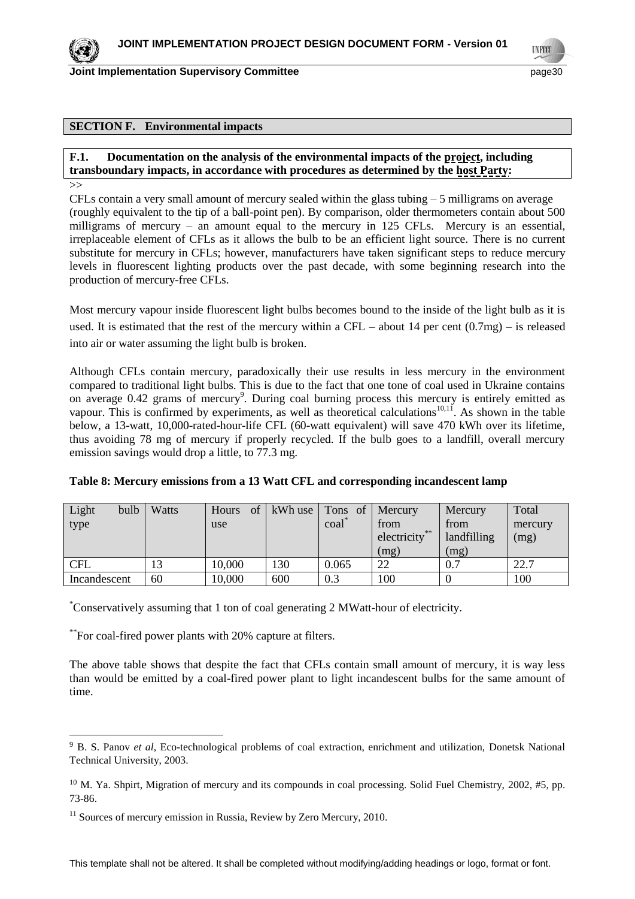## SECTION F. Environmental impacts

**F.1. Documentation on the analysis of the environmental impacts of the project, including transboundary impacts, in accordance with procedures as determined by the host Party:**

>>

CFLs contain a very small amount of mercury sealed within the glass tubing – 5 milligrams on average (roughly equivalent to the tip of a ball-point pen). By comparison, older thermometers contain about 500 milligrams of mercury – an amount equal to the mercury in 125 CFLs. Mercury is an essential, irreplaceable element of CFLs as it allows the bulb to be an efficient light source. There is no current substitute for mercury in CFLs; however, manufacturers have taken significant steps to reduce mercury levels in fluorescent lighting products over the past decade, with some beginning research into the production of mercury-free CFLs.

Most mercury vapour inside fluorescent light bulbs becomes bound to the inside of the light bulb as it is used. It is estimated that the rest of the mercury within a CFL – about 14 per cent (0.7mg) – is released into air or water assuming the light bulb is broken.

Although CFLs contain mercury, paradoxically their use results in less mercury in the environment compared to traditional light bulbs. This is due to the fact that one tone of coal used in Ukraine contains on average 0.42 grams of mercury[9]. During coal burning process this mercury is entirely emitted as vapour. This is confirmed by experiments, as well as theoretical calculations[10,11]. As shown in the table below, a 13-watt, 10,000-rated-hour-life CFL (60-watt equivalent) will save 470 kWh over its lifetime, thus avoiding 78 mg of mercury if properly recycled. If the bulb goes to a landfill, overall mercury emission savings would drop a little, to 77.3 mg.

**Table 8: Mercury emissions from a 13 Watt CFL and corresponding incandescent lamp**

| Light bulb type | Watts | Hours of use | kWh use | Tons of coal* | Mercury from electricity** (mg) | Mercury from landfilling (mg) | Total mercury (mg) |
|---|---|---|---|---|---|---|---|
| CFL | 13 | 10,000 | 130 | 0.065 | 22 | 0.7 | 22.7 |
| Incandescent | 60 | 10,000 | 600 | 0.3 | 100 | 0 | 100 |

*Conservatively assuming that 1 ton of coal generating 2 MWatt-hour of electricity.

**For coal-fired power plants with 20% capture at filters.

The above table shows that despite the fact that CFLs contain small amount of mercury, it is way less than would be emitted by a coal-fired power plant to light incandescent bulbs for the same amount of time.

---

[9] B. S. Panov *et al*, Eco-technological problems of coal extraction, enrichment and utilization, Donetsk National Technical University, 2003.

[10] M. Ya. Shpirt, Migration of mercury and its compounds in coal processing. Solid Fuel Chemistry, 2002, #5, pp. 73-86.

[11] Sources of mercury emission in Russia, Review by Zero Mercury, 2010.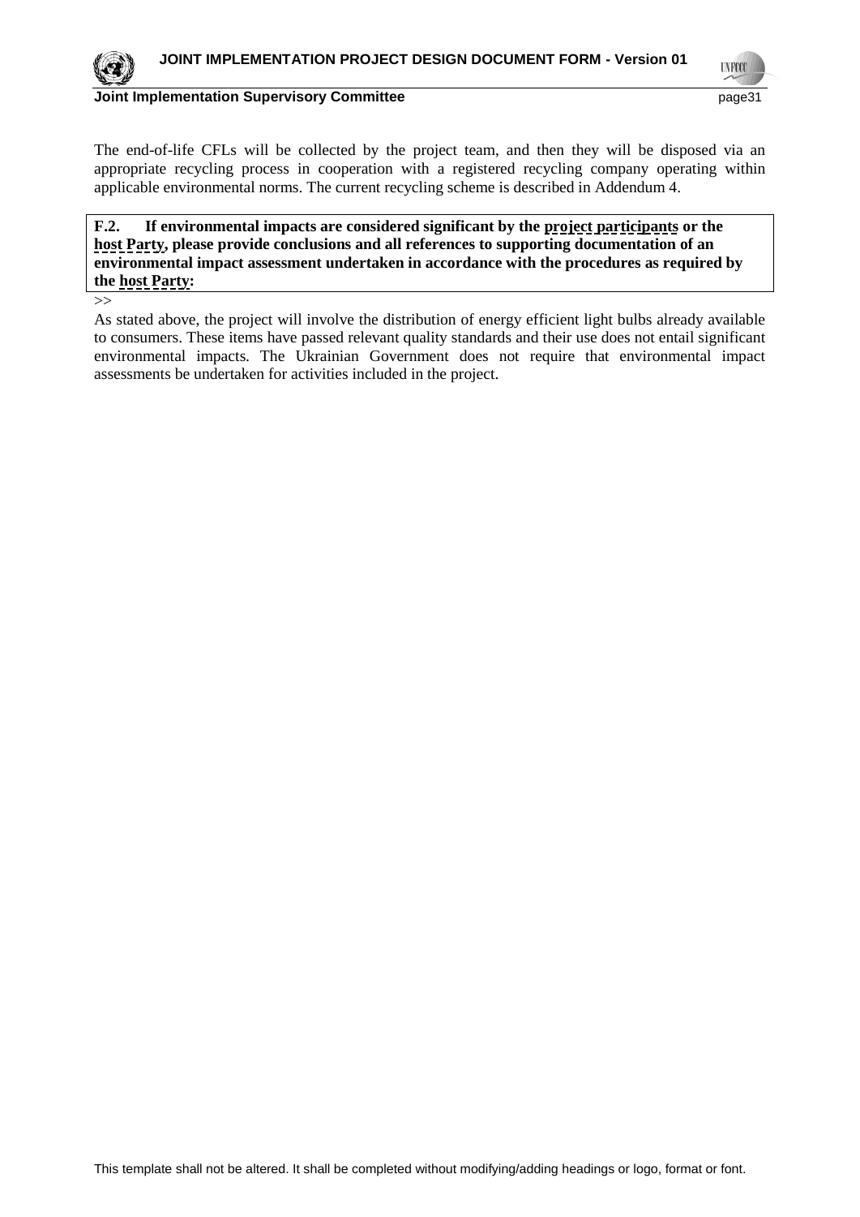The end-of-life CFLs will be collected by the project team, and then they will be disposed via an appropriate recycling process in cooperation with a registered recycling company operating within applicable environmental norms. The current recycling scheme is described in Addendum 4.

**F.2. If environmental impacts are considered significant by the project participants or the host Party, please provide conclusions and all references to supporting documentation of an environmental impact assessment undertaken in accordance with the procedures as required by the host Party:**

>>

As stated above, the project will involve the distribution of energy efficient light bulbs already available to consumers. These items have passed relevant quality standards and their use does not entail significant environmental impacts. The Ukrainian Government does not require that environmental impact assessments be undertaken for activities included in the project.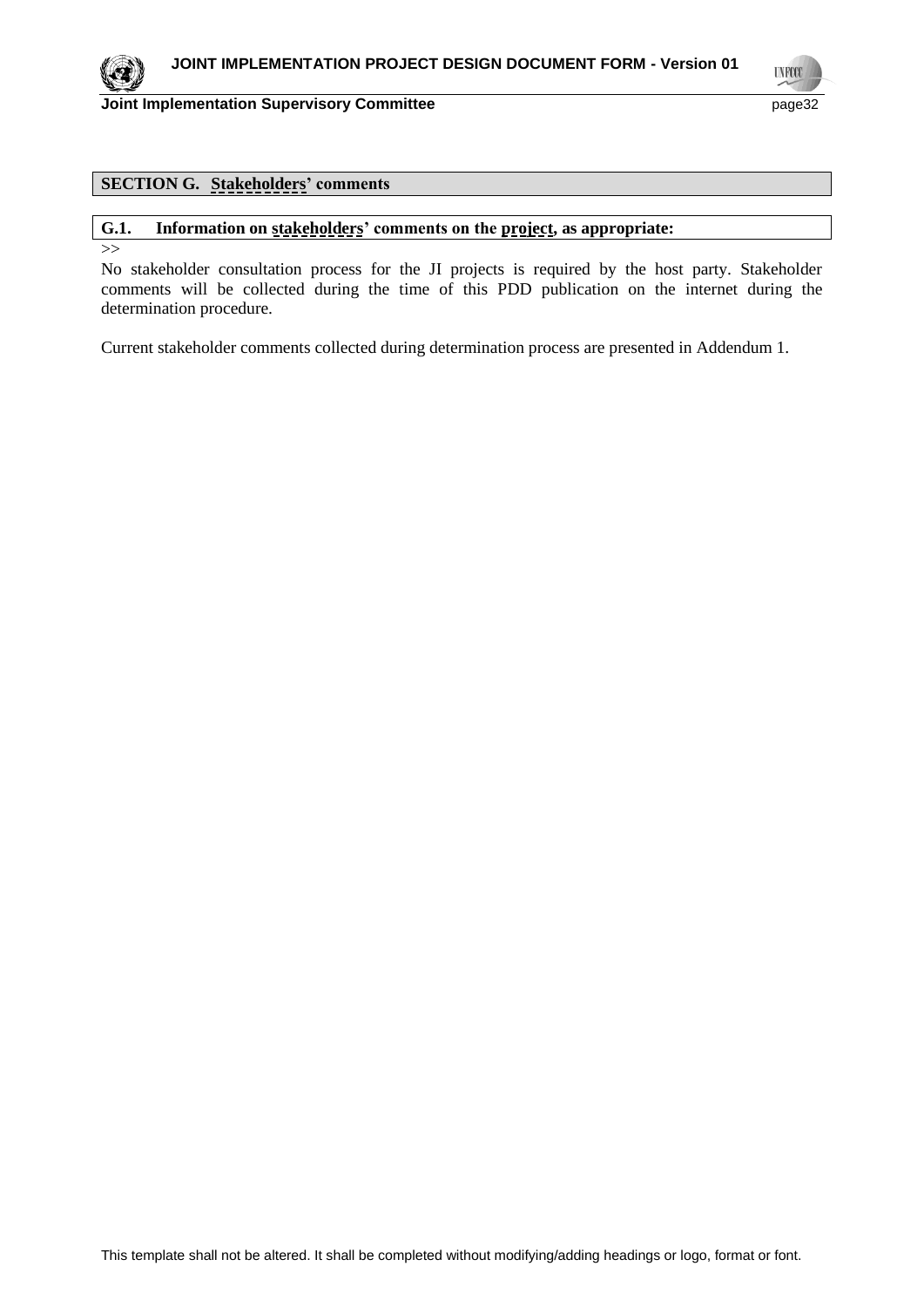## SECTION G. Stakeholders' comments

### G.1. Information on stakeholders' comments on the project, as appropriate:

>>

No stakeholder consultation process for the JI projects is required by the host party. Stakeholder comments will be collected during the time of this PDD publication on the internet during the determination procedure.

Current stakeholder comments collected during determination process are presented in Addendum 1.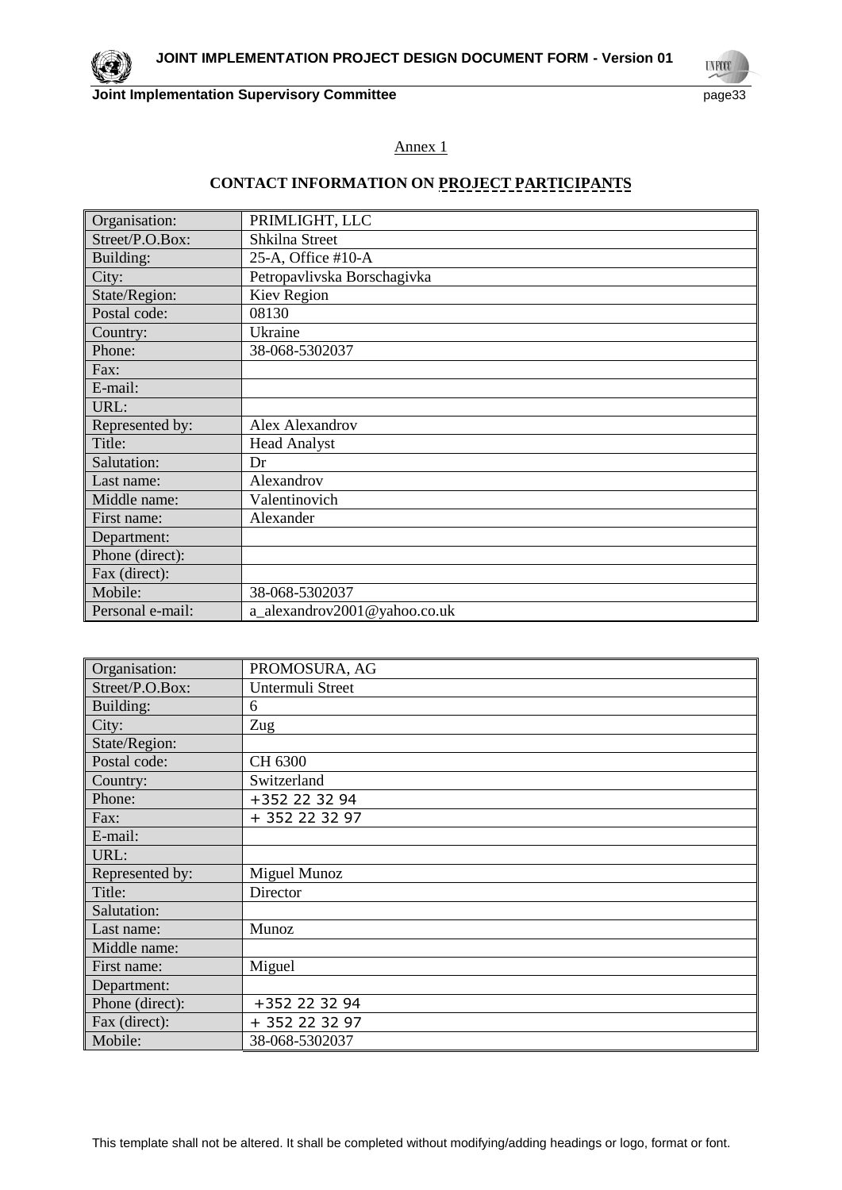Annex 1

## CONTACT INFORMATION ON PROJECT PARTICIPANTS

| Organisation: | PRIMLIGHT, LLC |
|---|---|
| Street/P.O.Box: | Shkilna Street |
| Building: | 25-A, Office #10-A |
| City: | Petropavlivska Borschagivka |
| State/Region: | Kiev Region |
| Postal code: | 08130 |
| Country: | Ukraine |
| Phone: | 38-068-5302037 |
| Fax: | |
| E-mail: | |
| URL: | |
| Represented by: | Alex Alexandrov |
| Title: | Head Analyst |
| Salutation: | Dr |
| Last name: | Alexandrov |
| Middle name: | Valentinovich |
| First name: | Alexander |
| Department: | |
| Phone (direct): | |
| Fax (direct): | |
| Mobile: | 38-068-5302037 |
| Personal e-mail: | a_alexandrov2001@yahoo.co.uk |

| Organisation: | PROMOSURA, AG |
|---|---|
| Street/P.O.Box: | Untermuli Street |
| Building: | 6 |
| City: | Zug |
| State/Region: | |
| Postal code: | CH 6300 |
| Country: | Switzerland |
| Phone: | +352 22 32 94 |
| Fax: | + 352 22 32 97 |
| E-mail: | |
| URL: | |
| Represented by: | Miguel Munoz |
| Title: | Director |
| Salutation: | |
| Last name: | Munoz |
| Middle name: | |
| First name: | Miguel |
| Department: | |
| Phone (direct): | +352 22 32 94 |
| Fax (direct): | + 352 22 32 97 |
| Mobile: | 38-068-5302037 |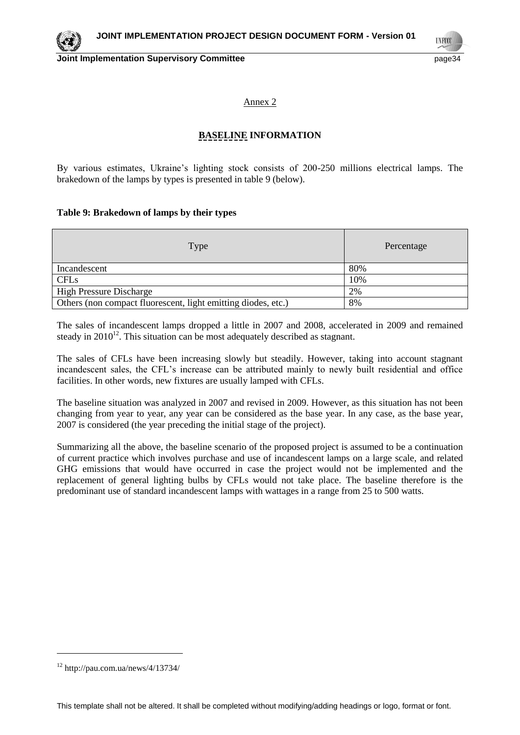Annex 2

**BASELINE INFORMATION**

By various estimates, Ukraine's lighting stock consists of 200-250 millions electrical lamps. The brakedown of the lamps by types is presented in table 9 (below).

**Table 9: Brakedown of lamps by their types**

| Type | Percentage |
|---|---|
| Incandescent | 80% |
| CFLs | 10% |
| High Pressure Discharge | 2% |
| Others (non compact fluorescent, light emitting diodes, etc.) | 8% |

The sales of incandescent lamps dropped a little in 2007 and 2008, accelerated in 2009 and remained steady in 2010[12]. This situation can be most adequately described as stagnant.

The sales of CFLs have been increasing slowly but steadily. However, taking into account stagnant incandescent sales, the CFL's increase can be attributed mainly to newly built residential and office facilities. In other words, new fixtures are usually lamped with CFLs.

The baseline situation was analyzed in 2007 and revised in 2009. However, as this situation has not been changing from year to year, any year can be considered as the base year. In any case, as the base year, 2007 is considered (the year preceding the initial stage of the project).

Summarizing all the above, the baseline scenario of the proposed project is assumed to be a continuation of current practice which involves purchase and use of incandescent lamps on a large scale, and related GHG emissions that would have occurred in case the project would not be implemented and the replacement of general lighting bulbs by CFLs would not take place. The baseline therefore is the predominant use of standard incandescent lamps with wattages in a range from 25 to 500 watts.

[12] http://pau.com.ua/news/4/13734/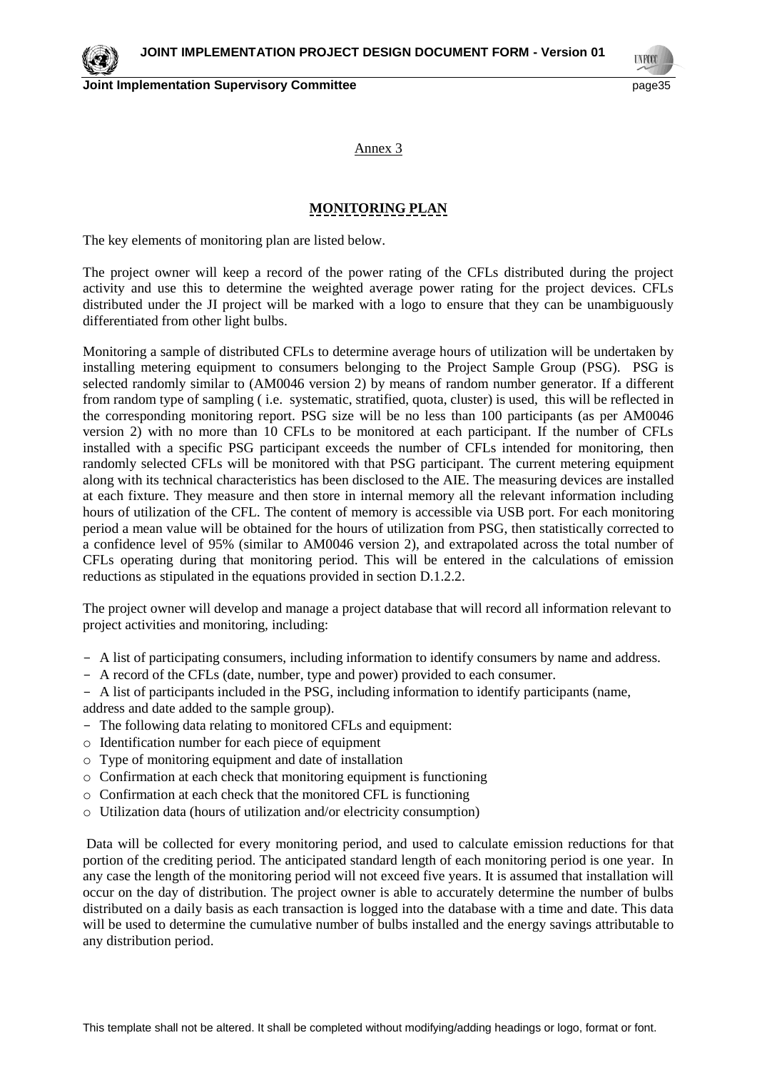Annex 3

## MONITORING PLAN

The key elements of monitoring plan are listed below.

The project owner will keep a record of the power rating of the CFLs distributed during the project activity and use this to determine the weighted average power rating for the project devices. CFLs distributed under the JI project will be marked with a logo to ensure that they can be unambiguously differentiated from other light bulbs.

Monitoring a sample of distributed CFLs to determine average hours of utilization will be undertaken by installing metering equipment to consumers belonging to the Project Sample Group (PSG). PSG is selected randomly similar to (AM0046 version 2) by means of random number generator. If a different from random type of sampling ( i.e. systematic, stratified, quota, cluster) is used, this will be reflected in the corresponding monitoring report. PSG size will be no less than 100 participants (as per AM0046 version 2) with no more than 10 CFLs to be monitored at each participant. If the number of CFLs installed with a specific PSG participant exceeds the number of CFLs intended for monitoring, then randomly selected CFLs will be monitored with that PSG participant. The current metering equipment along with its technical characteristics has been disclosed to the AIE. The measuring devices are installed at each fixture. They measure and then store in internal memory all the relevant information including hours of utilization of the CFL. The content of memory is accessible via USB port. For each monitoring period a mean value will be obtained for the hours of utilization from PSG, then statistically corrected to a confidence level of 95% (similar to AM0046 version 2), and extrapolated across the total number of CFLs operating during that monitoring period. This will be entered in the calculations of emission reductions as stipulated in the equations provided in section D.1.2.2.

The project owner will develop and manage a project database that will record all information relevant to project activities and monitoring, including:

- A list of participating consumers, including information to identify consumers by name and address.
- A record of the CFLs (date, number, type and power) provided to each consumer.
- A list of participants included in the PSG, including information to identify participants (name, address and date added to the sample group).
- The following data relating to monitored CFLs and equipment:
  - Identification number for each piece of equipment
  - Type of monitoring equipment and date of installation
  - Confirmation at each check that monitoring equipment is functioning
  - Confirmation at each check that the monitored CFL is functioning
  - Utilization data (hours of utilization and/or electricity consumption)

Data will be collected for every monitoring period, and used to calculate emission reductions for that portion of the crediting period. The anticipated standard length of each monitoring period is one year. In any case the length of the monitoring period will not exceed five years. It is assumed that installation will occur on the day of distribution. The project owner is able to accurately determine the number of bulbs distributed on a daily basis as each transaction is logged into the database with a time and date. This data will be used to determine the cumulative number of bulbs installed and the energy savings attributable to any distribution period.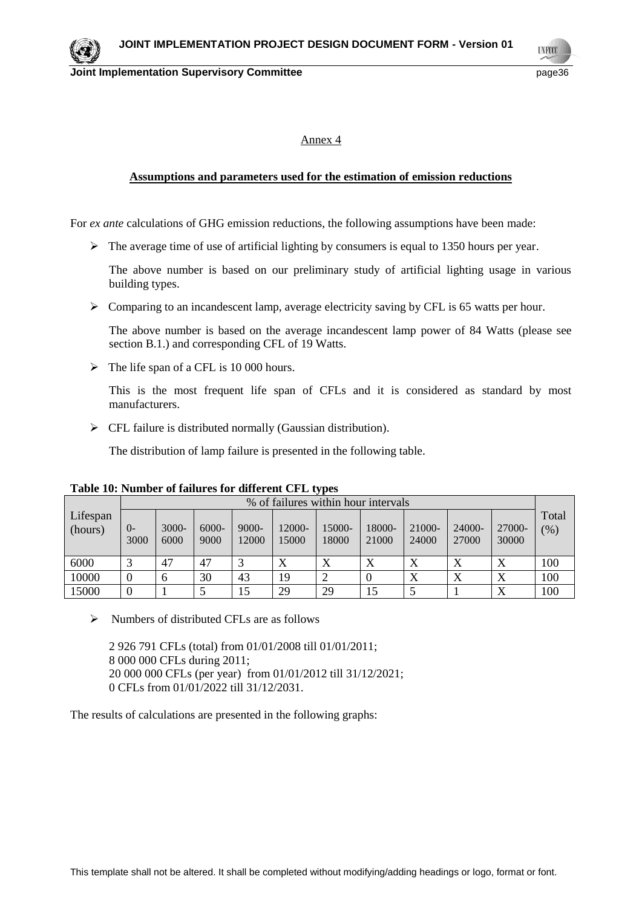Annex 4

**Assumptions and parameters used for the estimation of emission reductions**

For *ex ante* calculations of GHG emission reductions, the following assumptions have been made:

- The average time of use of artificial lighting by consumers is equal to 1350 hours per year.

  The above number is based on our preliminary study of artificial lighting usage in various building types.

- Comparing to an incandescent lamp, average electricity saving by CFL is 65 watts per hour.

  The above number is based on the average incandescent lamp power of 84 Watts (please see section B.1.) and corresponding CFL of 19 Watts.

- The life span of a CFL is 10 000 hours.

  This is the most frequent life span of CFLs and it is considered as standard by most manufacturers.

- CFL failure is distributed normally (Gaussian distribution).

  The distribution of lamp failure is presented in the following table.

**Table 10: Number of failures for different CFL types**

| Lifespan (hours) | % of failures within hour intervals | | | | | | | | | | Total (%) |
|---|---|---|---|---|---|---|---|---|---|---|---|
| | 0-3000 | 3000-6000 | 6000-9000 | 9000-12000 | 12000-15000 | 15000-18000 | 18000-21000 | 21000-24000 | 24000-27000 | 27000-30000 | |
| 6000 | 3 | 47 | 47 | 3 | X | X | X | X | X | X | 100 |
| 10000 | 0 | 6 | 30 | 43 | 19 | 2 | 0 | X | X | X | 100 |
| 15000 | 0 | 1 | 5 | 15 | 29 | 29 | 15 | 5 | 1 | X | 100 |

- Numbers of distributed CFLs are as follows

  2 926 791 CFLs (total) from 01/01/2008 till 01/01/2011;
  8 000 000 CFLs during 2011;
  20 000 000 CFLs (per year) from 01/01/2012 till 31/12/2021;
  0 CFLs from 01/01/2022 till 31/12/2031.

The results of calculations are presented in the following graphs: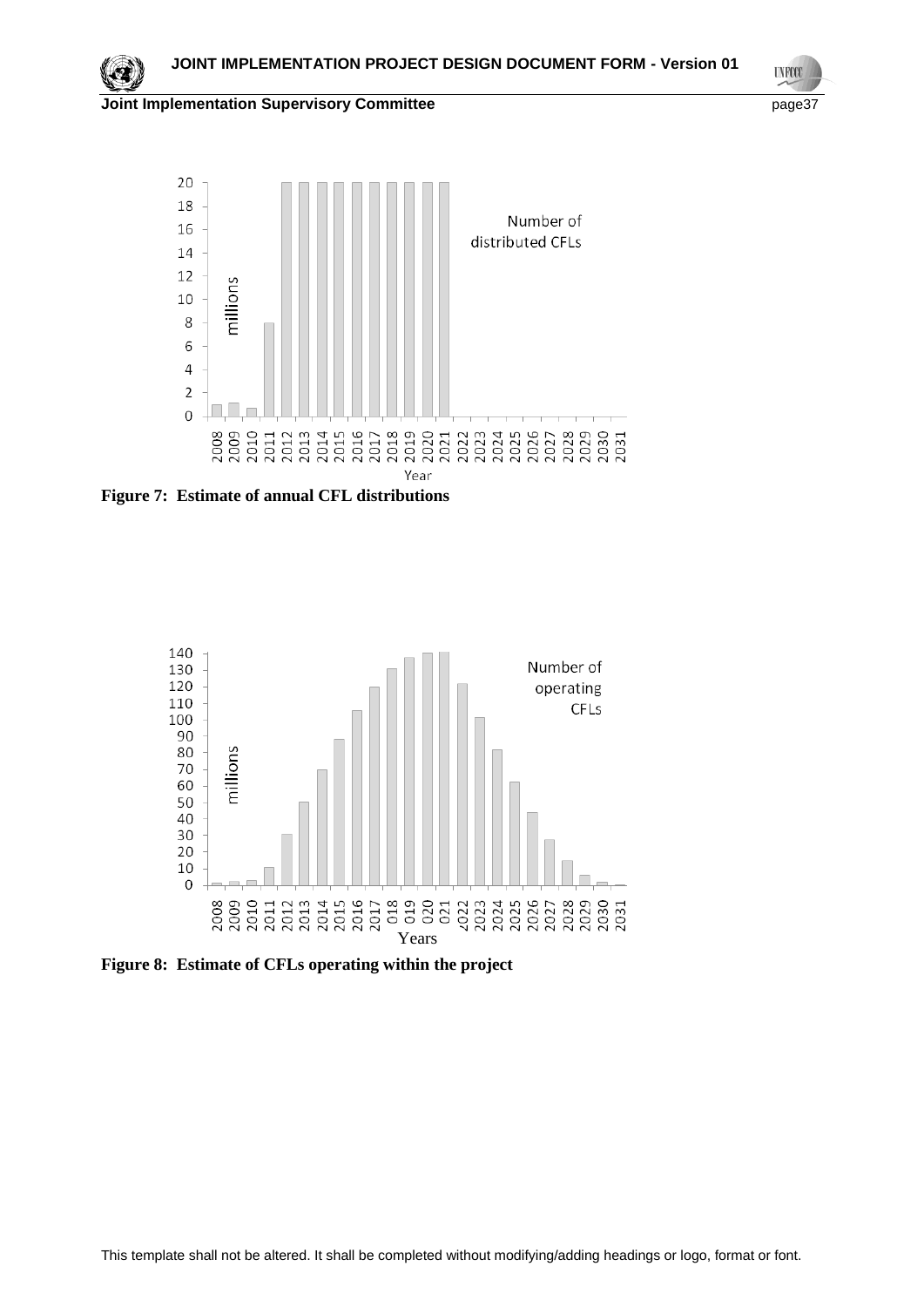Figure 7: Estimate of annual CFL distributions

Figure 8: Estimate of CFLs operating within the project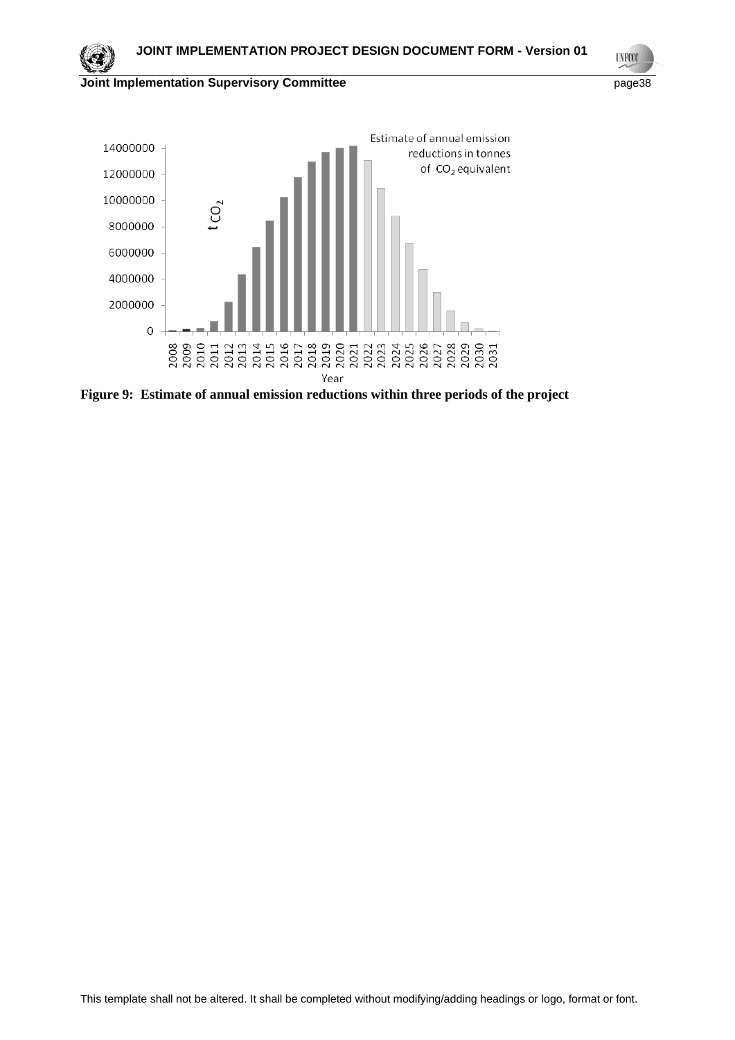Figure 9: Estimate of annual emission reductions within three periods of the project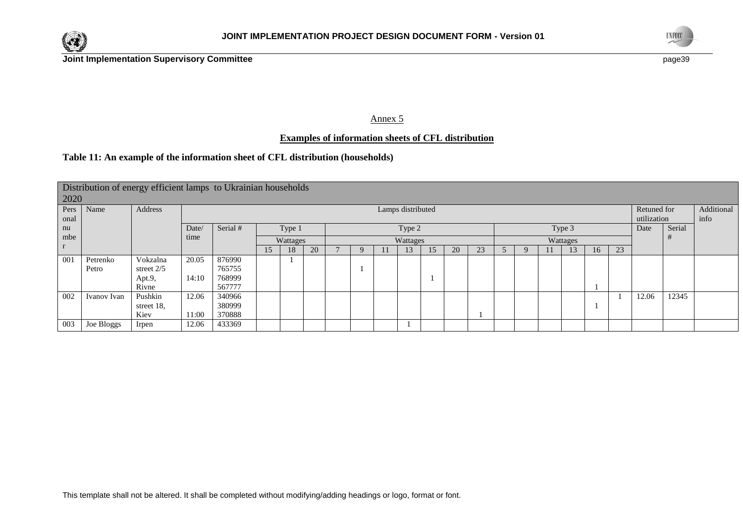Annex 5

**Examples of information sheets of CFL distribution**

**Table 11: An example of the information sheet of CFL distribution (households)**

| Distribution of energy efficient lamps to Ukrainian households 2020 | | | | | | | | | | | | | | | | | | | | | | | |
|---|---|---|---|---|---|---|---|---|---|---|---|---|---|---|---|---|---|---|---|---|---|---|---|
| Personal number | Name | Address | Lamps distributed | | | | | | | | | | | | | | | | | | Retuned for utilization | | Additional info |
| | | | Date/ time | Serial # | Type 1 | | | Type 2 | | | | | | | Type 3 | | | | | | Date | Serial # | |
| | | | | | Wattages | | | Wattages | | | | | | | Wattages | | | | | | | | |
| | | | | | 15 | 18 | 20 | 7 | 9 | 11 | 13 | 15 | 20 | 23 | 5 | 9 | 11 | 13 | 16 | 23 | | | |
| 001 | Petrenko Petro | Vokzalna street 2/5 Apt.9, Rivne | 20.05 14:10 | 876990 765755 768999 567777 | | 1 | | | 1 | | | 1 | | | | | | | 1 | | | | |
| 002 | Ivanov Ivan | Pushkin street 18, Kiev | 12.06 11:00 | 340966 380999 370888 | | | | | | | | | | 1 | | | | | 1 | 1 | 12.06 | 12345 | |
| 003 | Joe Bloggs | Irpen | 12.06 | 433369 | | | | | | | 1 | | | | | | | | | | | | |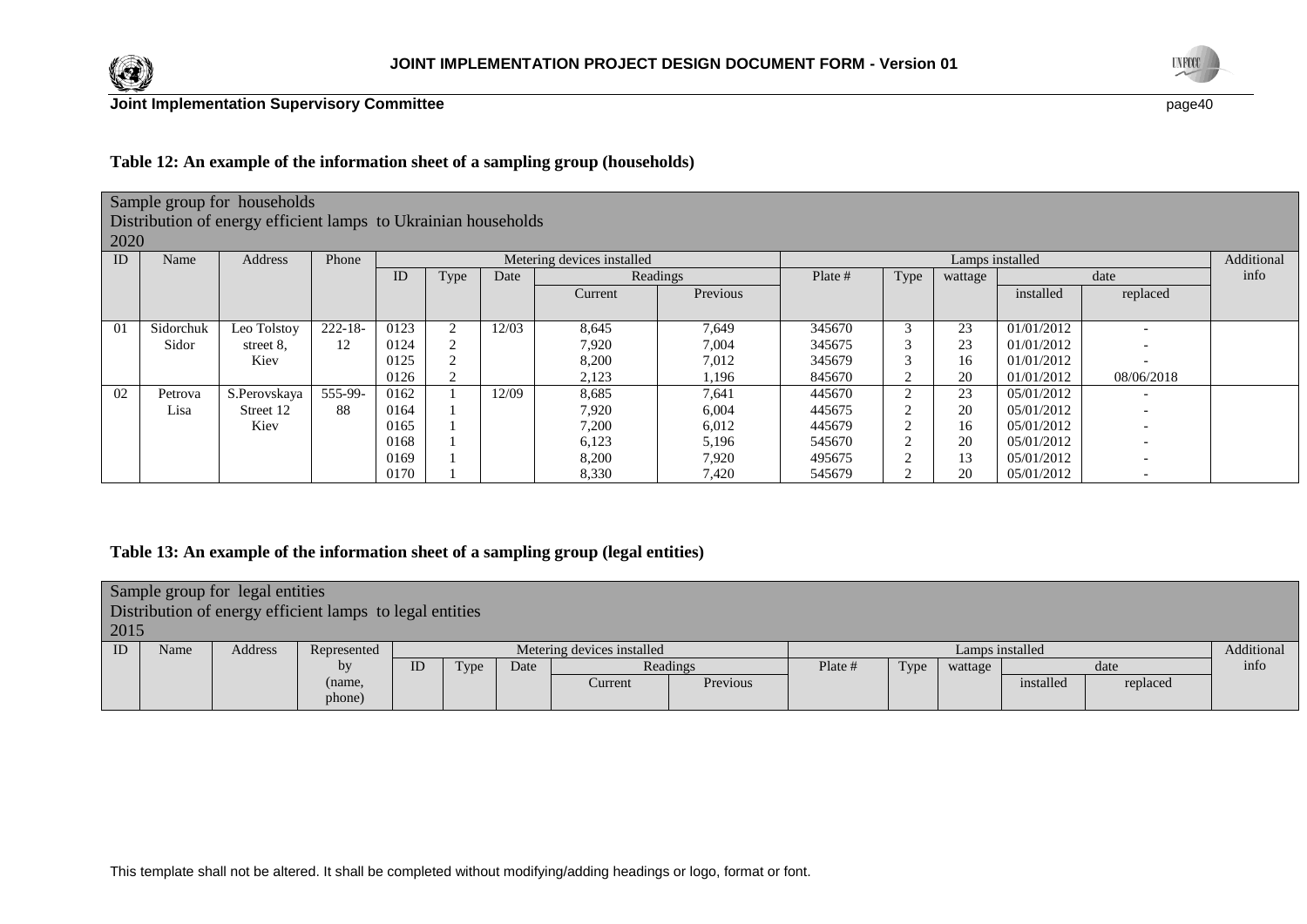**Table 12: An example of the information sheet of a sampling group (households)**

| Sample group for households<br>Distribution of energy efficient lamps to Ukrainian households<br>2020 | | | | | | | | | | | | | | | |
|---|---|---|---|---|---|---|---|---|---|---|---|---|---|---|---|
| ID | Name | Address | Phone | Metering devices installed | | | | | Lamps installed | | | | | Additional info |
| | | | | ID | Type | Date | Readings | | Plate # | Type | wattage | date | | |
| | | | | | | | Current | Previous | | | | installed | replaced | |
| 01 | Sidorchuk Sidor | Leo Tolstoy street 8, Kiev | 222-18-12 | 0123 | 2 | 12/03 | 8,645 | 7,649 | 345670 | 3 | 23 | 01/01/2012 | - | |
| | | | | 0124 | 2 | | 7,920 | 7,004 | 345675 | 3 | 23 | 01/01/2012 | - | |
| | | | | 0125 | 2 | | 8,200 | 7,012 | 345679 | 3 | 16 | 01/01/2012 | - | |
| | | | | 0126 | 2 | | 2,123 | 1,196 | 845670 | 2 | 20 | 01/01/2012 | 08/06/2018 | |
| 02 | Petrova Lisa | S.Perovskaya Street 12 Kiev | 555-99-88 | 0162 | 1 | 12/09 | 8,685 | 7,641 | 445670 | 2 | 23 | 05/01/2012 | - | |
| | | | | 0164 | 1 | | 7,920 | 6,004 | 445675 | 2 | 20 | 05/01/2012 | - | |
| | | | | 0165 | 1 | | 7,200 | 6,012 | 445679 | 2 | 16 | 05/01/2012 | - | |
| | | | | 0168 | 1 | | 6,123 | 5,196 | 545670 | 2 | 20 | 05/01/2012 | - | |
| | | | | 0169 | 1 | | 8,200 | 7,920 | 495675 | 2 | 13 | 05/01/2012 | - | |
| | | | | 0170 | 1 | | 8,330 | 7,420 | 545679 | 2 | 20 | 05/01/2012 | - | |

**Table 13: An example of the information sheet of a sampling group (legal entities)**

| Sample group for legal entities<br>Distribution of energy efficient lamps to legal entities<br>2015 | | | | | | | | | | | | | | |
|---|---|---|---|---|---|---|---|---|---|---|---|---|---|---|
| ID | Name | Address | Represented by (name, phone) | Metering devices installed | | | | | Lamps installed | | | | | Additional info |
| | | | | ID | Type | Date | Readings | | Plate # | Type | wattage | date | | |
| | | | | | | | Current | Previous | | | | installed | replaced | |

This template shall not be altered. It shall be completed without modifying/adding headings or logo, format or font.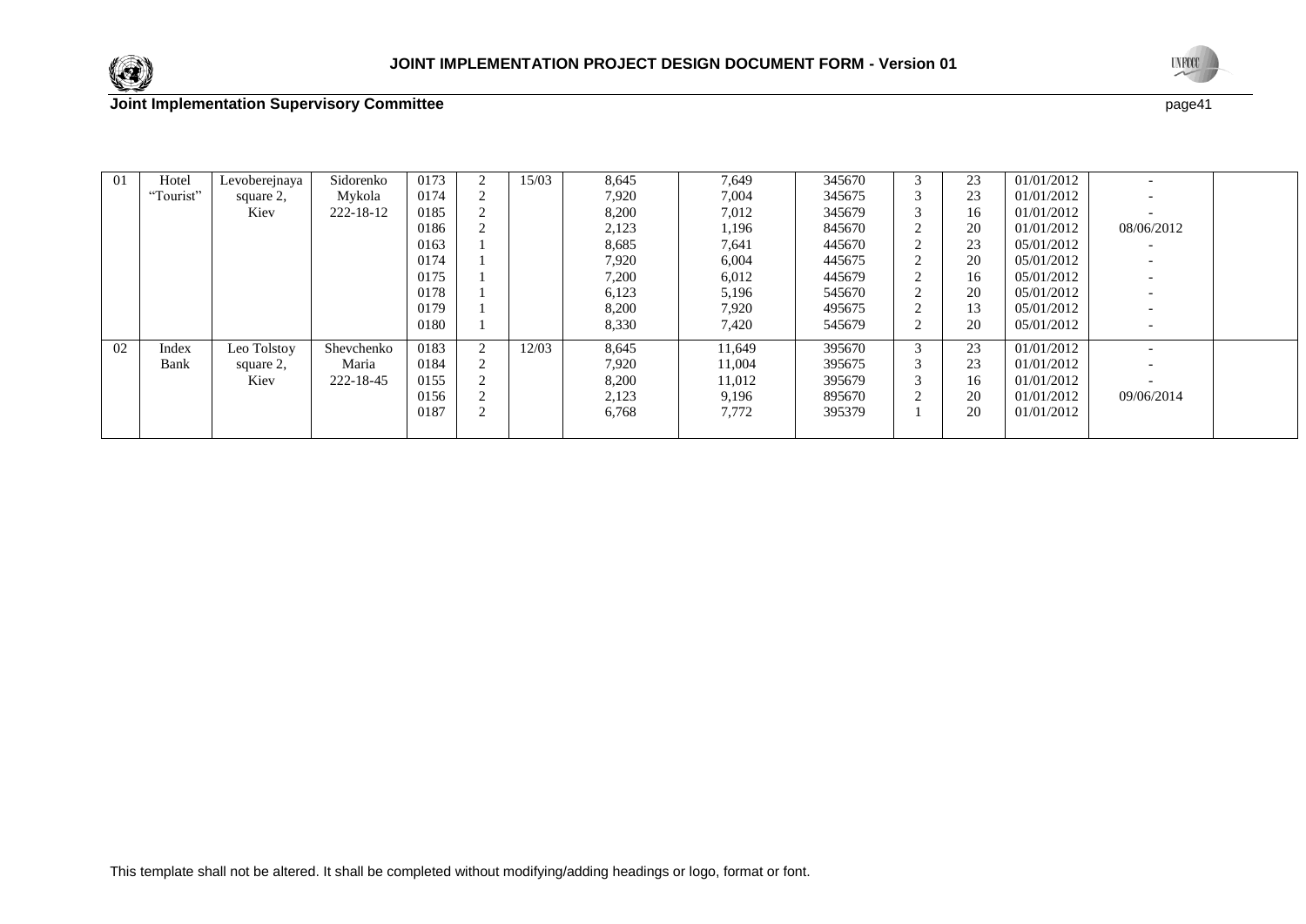| | | | | | | | | | | | | | | |
|---|---|---|---|---|---|---|---|---|---|---|---|---|---|---|
| 01 | Hotel "Tourist" | Levoberejnaya square 2, Kiev | Sidorenko Mykola 222-18-12 | 0173 | 2 | 15/03 | 8,645 | 7,649 | 345670 | 3 | 23 | 01/01/2012 | - | |
| | | | | 0174 | 2 | | 7,920 | 7,004 | 345675 | 3 | 23 | 01/01/2012 | - | |
| | | | | 0185 | 2 | | 8,200 | 7,012 | 345679 | 3 | 16 | 01/01/2012 | - | |
| | | | | 0186 | 2 | | 2,123 | 1,196 | 845670 | 2 | 20 | 01/01/2012 | 08/06/2012 | |
| | | | | 0163 | 1 | | 8,685 | 7,641 | 445670 | 2 | 23 | 05/01/2012 | - | |
| | | | | 0174 | 1 | | 7,920 | 6,004 | 445675 | 2 | 20 | 05/01/2012 | - | |
| | | | | 0175 | 1 | | 7,200 | 6,012 | 445679 | 2 | 16 | 05/01/2012 | - | |
| | | | | 0178 | 1 | | 6,123 | 5,196 | 545670 | 2 | 20 | 05/01/2012 | - | |
| | | | | 0179 | 1 | | 8,200 | 7,920 | 495675 | 2 | 13 | 05/01/2012 | - | |
| | | | | 0180 | 1 | | 8,330 | 7,420 | 545679 | 2 | 20 | 05/01/2012 | - | |
| 02 | Index Bank | Leo Tolstoy square 2, Kiev | Shevchenko Maria 222-18-45 | 0183 | 2 | 12/03 | 8,645 | 11,649 | 395670 | 3 | 23 | 01/01/2012 | - | |
| | | | | 0184 | 2 | | 7,920 | 11,004 | 395675 | 3 | 23 | 01/01/2012 | - | |
| | | | | 0155 | 2 | | 8,200 | 11,012 | 395679 | 3 | 16 | 01/01/2012 | - | |
| | | | | 0156 | 2 | | 2,123 | 9,196 | 895670 | 2 | 20 | 01/01/2012 | 09/06/2014 | |
| | | | | 0187 | 2 | | 6,768 | 7,772 | 395379 | 1 | 20 | 01/01/2012 | | |